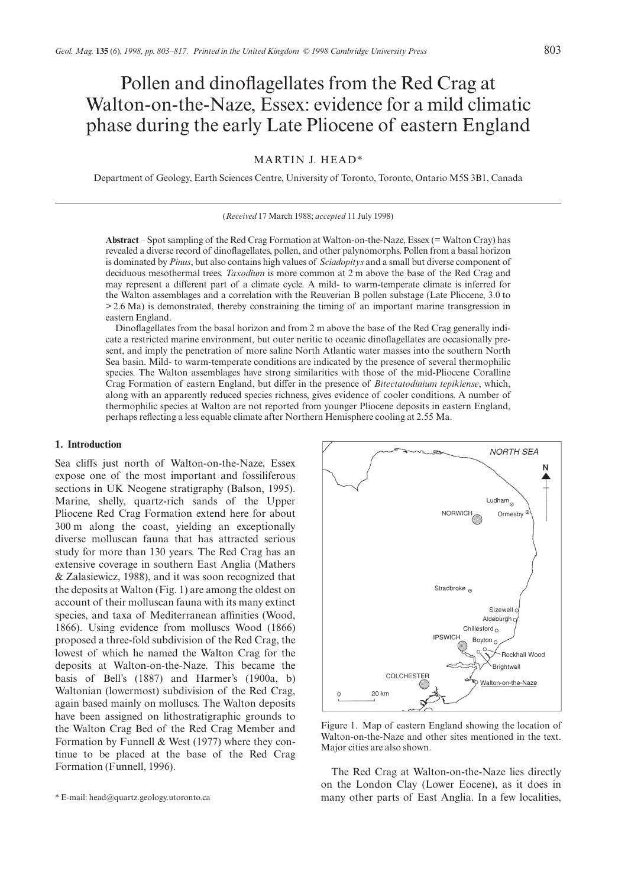# Pollen and dinoflagellates from the Red Crag at Walton-on-the-Naze, Essex: evidence for a mild climatic phase during the early Late Pliocene of eastern England

MARTIN J. HEAD*

Department of Geology, Earth Sciences Centre, University of Toronto, Toronto, Ontario M5S 3B1, Canada

(*Received* 17 March 1988; *accepted* 11 July 1998)

**Abstract** – Spot sampling of the Red Crag Formation at Walton-on-the-Naze, Essex (= Walton Cray) has revealed a diverse record of dinoflagellates, pollen, and other palynomorphs. Pollen from a basal horizon is dominated by *Pinus*, but also contains high values of *Sciadopitys* and a small but diverse component of deciduous mesothermal trees. *Taxodium* is more common at 2 m above the base of the Red Crag and may represent a different part of a climate cycle. A mild- to warm-temperate climate is inferred for the Walton assemblages and a correlation with the Reuverian B pollen substage (Late Pliocene, 3.0 to >2.6 Ma) is demonstrated, thereby constraining the timing of an important marine transgression in eastern England.

Dinoflagellates from the basal horizon and from 2 m above the base of the Red Crag generally indicate a restricted marine environment, but outer neritic to oceanic dinoflagellates are occasionally present, and imply the penetration of more saline North Atlantic water masses into the southern North Sea basin. Mild- to warm-temperate conditions are indicated by the presence of several thermophilic species. The Walton assemblages have strong similarities with those of the mid-Pliocene Coralline Crag Formation of eastern England, but differ in the presence of *Bitectatodinium tepikiense*, which, along with an apparently reduced species richness, gives evidence of cooler conditions. A number of thermophilic species at Walton are not reported from younger Pliocene deposits in eastern England, perhaps reflecting a less equable climate after Northern Hemisphere cooling at 2.55 Ma.

## 1. Introduction

Sea cliffs just north of Walton-on-the-Naze, Essex expose one of the most important and fossiliferous sections in UK Neogene stratigraphy (Balson, 1995). Marine, shelly, quartz-rich sands of the Upper Pliocene Red Crag Formation extend here for about 300 m along the coast, yielding an exceptionally diverse molluscan fauna that has attracted serious study for more than 130 years. The Red Crag has an extensive coverage in southern East Anglia (Mathers & Zalasiewicz, 1988), and it was soon recognized that the deposits at Walton (Fig. 1) are among the oldest on account of their molluscan fauna with its many extinct species, and taxa of Mediterranean affinities (Wood, 1866). Using evidence from molluscs Wood (1866) proposed a three-fold subdivision of the Red Crag, the lowest of which he named the Walton Crag for the deposits at Walton-on-the-Naze. This became the basis of Bell's (1887) and Harmer's (1900a, b) Waltonian (lowermost) subdivision of the Red Crag, again based mainly on molluscs. The Walton deposits have been assigned on lithostratigraphic grounds to the Walton Crag Bed of the Red Crag Member and Formation by Funnell & West (1977) where they continue to be placed at the base of the Red Crag Formation (Funnell, 1996).

Figure 1. Map of eastern England showing the location of Walton-on-the-Naze and other sites mentioned in the text. Major cities are also shown.

The Red Crag at Walton-on-the-Naze lies directly on the London Clay (Lower Eocene), as it does in many other parts of East Anglia. In a few localities,

\* E-mail: head@quartz.geology.utoronto.ca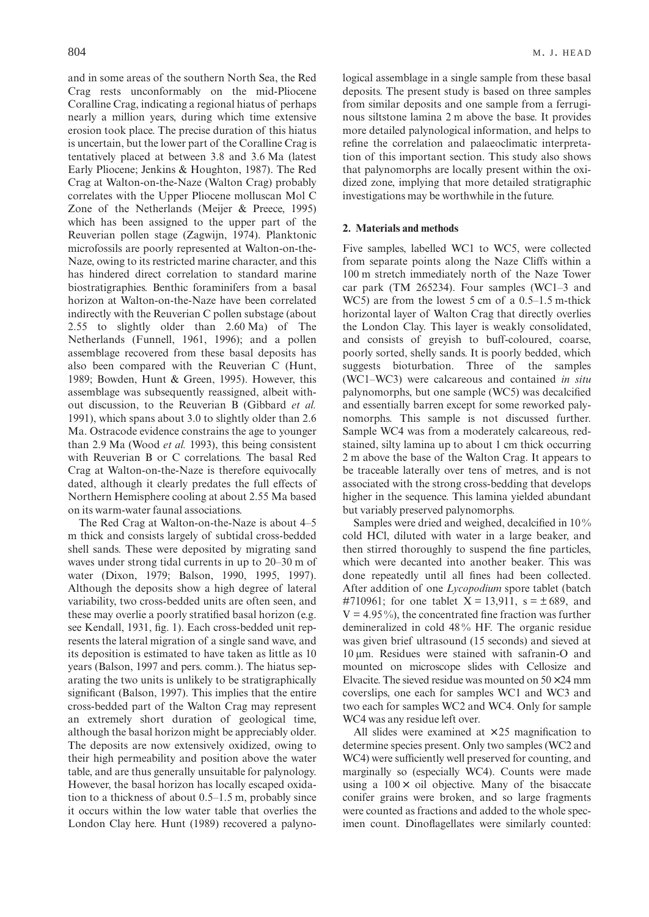and in some areas of the southern North Sea, the Red Crag rests unconformably on the mid-Pliocene Coralline Crag, indicating a regional hiatus of perhaps nearly a million years, during which time extensive erosion took place. The precise duration of this hiatus is uncertain, but the lower part of the Coralline Crag is tentatively placed at between 3.8 and 3.6 Ma (latest Early Pliocene; Jenkins & Houghton, 1987). The Red Crag at Walton-on-the-Naze (Walton Crag) probably correlates with the Upper Pliocene molluscan Mol C Zone of the Netherlands (Meijer & Preece, 1995) which has been assigned to the upper part of the Reuverian pollen stage (Zagwijn, 1974). Planktonic microfossils are poorly represented at Walton-on-the-Naze, owing to its restricted marine character, and this has hindered direct correlation to standard marine biostratigraphies. Benthic foraminifers from a basal horizon at Walton-on-the-Naze have been correlated indirectly with the Reuverian C pollen substage (about 2.55 to slightly older than 2.60 Ma) of The Netherlands (Funnell, 1961, 1996); and a pollen assemblage recovered from these basal deposits has also been compared with the Reuverian C (Hunt, 1989; Bowden, Hunt & Green, 1995). However, this assemblage was subsequently reassigned, albeit without discussion, to the Reuverian B (Gibbard *et al.* 1991), which spans about 3.0 to slightly older than 2.6 Ma. Ostracode evidence constrains the age to younger than 2.9 Ma (Wood *et al.* 1993), this being consistent with Reuverian B or C correlations. The basal Red Crag at Walton-on-the-Naze is therefore equivocally dated, although it clearly predates the full effects of Northern Hemisphere cooling at about 2.55 Ma based on its warm-water faunal associations.

The Red Crag at Walton-on-the-Naze is about 4–5 m thick and consists largely of subtidal cross-bedded shell sands. These were deposited by migrating sand waves under strong tidal currents in up to 20–30 m of water (Dixon, 1979; Balson, 1990, 1995, 1997). Although the deposits show a high degree of lateral variability, two cross-bedded units are often seen, and these may overlie a poorly stratified basal horizon (e.g. see Kendall, 1931, fig. 1). Each cross-bedded unit represents the lateral migration of a single sand wave, and its deposition is estimated to have taken as little as 10 years (Balson, 1997 and pers. comm.). The hiatus separating the two units is unlikely to be stratigraphically significant (Balson, 1997). This implies that the entire cross-bedded part of the Walton Crag may represent an extremely short duration of geological time, although the basal horizon might be appreciably older. The deposits are now extensively oxidized, owing to their high permeability and position above the water table, and are thus generally unsuitable for palynology. However, the basal horizon has locally escaped oxidation to a thickness of about 0.5–1.5 m, probably since it occurs within the low water table that overlies the London Clay here. Hunt (1989) recovered a palynological assemblage in a single sample from these basal deposits. The present study is based on three samples from similar deposits and one sample from a ferruginous siltstone lamina 2 m above the base. It provides more detailed palynological information, and helps to refine the correlation and palaeoclimatic interpretation of this important section. This study also shows that palynomorphs are locally present within the oxidized zone, implying that more detailed stratigraphic investigations may be worthwhile in the future.

## 2. Materials and methods

Five samples, labelled WC1 to WC5, were collected from separate points along the Naze Cliffs within a 100 m stretch immediately north of the Naze Tower car park (TM 265234). Four samples (WC1–3 and WC5) are from the lowest 5 cm of a 0.5–1.5 m-thick horizontal layer of Walton Crag that directly overlies the London Clay. This layer is weakly consolidated, and consists of greyish to buff-coloured, coarse, poorly sorted, shelly sands. It is poorly bedded, which suggests bioturbation. Three of the samples (WC1–WC3) were calcareous and contained *in situ* palynomorphs, but one sample (WC5) was decalcified and essentially barren except for some reworked palynomorphs. This sample is not discussed further. Sample WC4 was from a moderately calcareous, red-stained, silty lamina up to about 1 cm thick occurring 2 m above the base of the Walton Crag. It appears to be traceable laterally over tens of metres, and is not associated with the strong cross-bedding that develops higher in the sequence. This lamina yielded abundant but variably preserved palynomorphs.

Samples were dried and weighed, decalcified in 10% cold HCl, diluted with water in a large beaker, and then stirred thoroughly to suspend the fine particles, which were decanted into another beaker. This was done repeatedly until all fines had been collected. After addition of one *Lycopodium* spore tablet (batch #710961; for one tablet $X = 13{,}911$, $s = \pm 689$, and $V = 4.95\%$), the concentrated fine fraction was further demineralized in cold 48% HF. The organic residue was given brief ultrasound (15 seconds) and sieved at 10 μm. Residues were stained with safranin-O and mounted on microscope slides with Cellosize and Elvacite. The sieved residue was mounted on $50 \times 24$ mm coverslips, one each for samples WC1 and WC3 and two each for samples WC2 and WC4. Only for sample WC4 was any residue left over.

All slides were examined at $\times 25$ magnification to determine species present. Only two samples (WC2 and WC4) were sufficiently well preserved for counting, and marginally so (especially WC4). Counts were made using a $100\times$ oil objective. Many of the bisaccate conifer grains were broken, and so large fragments were counted as fractions and added to the whole specimen count. Dinoflagellates were similarly counted: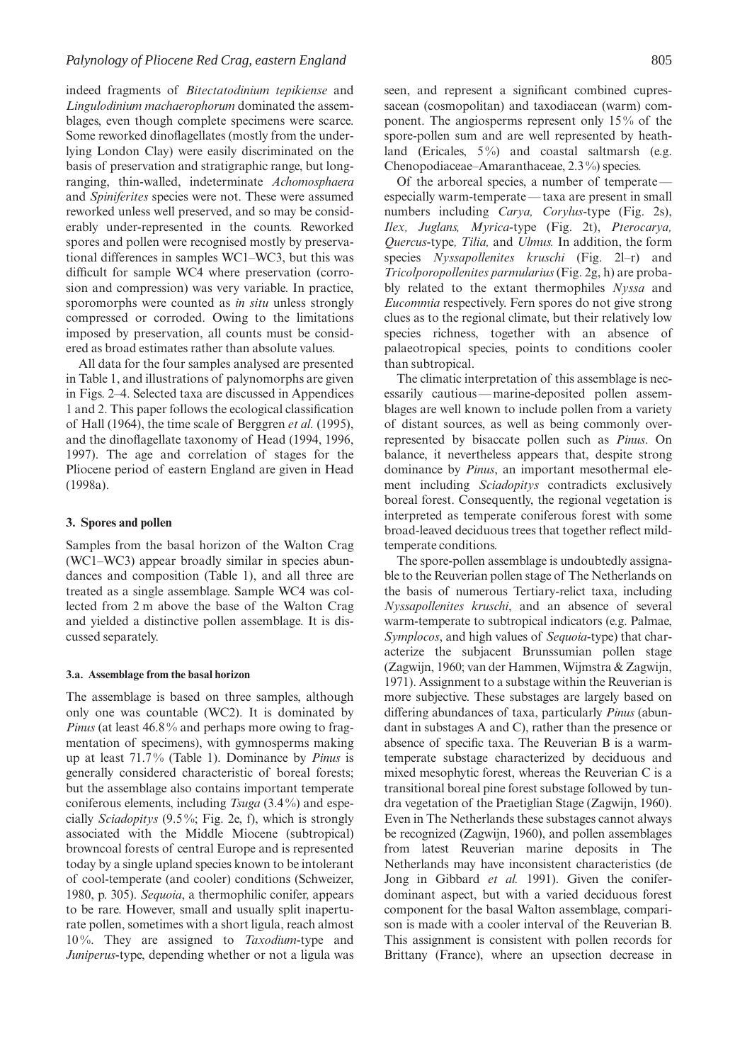indeed fragments of *Bitectatodinium tepikiense* and *Lingulodinium machaerophorum* dominated the assemblages, even though complete specimens were scarce. Some reworked dinoflagellates (mostly from the underlying London Clay) were easily discriminated on the basis of preservation and stratigraphic range, but long-ranging, thin-walled, indeterminate *Achomosphaera* and *Spiniferites* species were not. These were assumed reworked unless well preserved, and so may be considerably under-represented in the counts. Reworked spores and pollen were recognised mostly by preservational differences in samples WC1–WC3, but this was difficult for sample WC4 where preservation (corrosion and compression) was very variable. In practice, sporomorphs were counted as *in situ* unless strongly compressed or corroded. Owing to the limitations imposed by preservation, all counts must be considered as broad estimates rather than absolute values.

All data for the four samples analysed are presented in Table 1, and illustrations of palynomorphs are given in Figs. 2–4. Selected taxa are discussed in Appendices 1 and 2. This paper follows the ecological classification of Hall (1964), the time scale of Berggren *et al.* (1995), and the dinoflagellate taxonomy of Head (1994, 1996, 1997). The age and correlation of stages for the Pliocene period of eastern England are given in Head (1998a).

## 3. Spores and pollen

Samples from the basal horizon of the Walton Crag (WC1–WC3) appear broadly similar in species abundances and composition (Table 1), and all three are treated as a single assemblage. Sample WC4 was collected from 2 m above the base of the Walton Crag and yielded a distinctive pollen assemblage. It is discussed separately.

### 3.a. Assemblage from the basal horizon

The assemblage is based on three samples, although only one was countable (WC2). It is dominated by *Pinus* (at least 46.8% and perhaps more owing to fragmentation of specimens), with gymnosperms making up at least 71.7% (Table 1). Dominance by *Pinus* is generally considered characteristic of boreal forests; but the assemblage also contains important temperate coniferous elements, including *Tsuga* (3.4%) and especially *Sciadopitys* (9.5%; Fig. 2e, f), which is strongly associated with the Middle Miocene (subtropical) browncoal forests of central Europe and is represented today by a single upland species known to be intolerant of cool-temperate (and cooler) conditions (Schweizer, 1980, p. 305). *Sequoia*, a thermophilic conifer, appears to be rare. However, small and usually split inaperturate pollen, sometimes with a short ligula, reach almost 10%. They are assigned to *Taxodium*-type and *Juniperus*-type, depending whether or not a ligula was seen, and represent a significant combined cupressacean (cosmopolitan) and taxodiacean (warm) component. The angiosperms represent only 15% of the spore-pollen sum and are well represented by heathland (Ericales, 5%) and coastal saltmarsh (e.g. Chenopodiaceae–Amaranthaceae, 2.3%) species.

Of the arboreal species, a number of temperate — especially warm-temperate — taxa are present in small numbers including *Carya, Corylus*-type (Fig. 2s), *Ilex, Juglans, Myrica*-type (Fig. 2t), *Pterocarya, Quercus*-type, *Tilia,* and *Ulmus.* In addition, the form species *Nyssapollenites kruschi* (Fig. 2l–r) and *Tricolporopollenites parmularius* (Fig. 2g, h) are probably related to the extant thermophiles *Nyssa* and *Eucommia* respectively. Fern spores do not give strong clues as to the regional climate, but their relatively low species richness, together with an absence of palaeotropical species, points to conditions cooler than subtropical.

The climatic interpretation of this assemblage is necessarily cautious — marine-deposited pollen assemblages are well known to include pollen from a variety of distant sources, as well as being commonly overrepresented by bisaccate pollen such as *Pinus*. On balance, it nevertheless appears that, despite strong dominance by *Pinus*, an important mesothermal element including *Sciadopitys* contradicts exclusively boreal forest. Consequently, the regional vegetation is interpreted as temperate coniferous forest with some broad-leaved deciduous trees that together reflect mild-temperate conditions.

The spore-pollen assemblage is undoubtedly assignable to the Reuverian pollen stage of The Netherlands on the basis of numerous Tertiary-relict taxa, including *Nyssapollenites kruschi*, and an absence of several warm-temperate to subtropical indicators (e.g. Palmae, *Symplocos*, and high values of *Sequoia*-type) that characterize the subjacent Brunssumian pollen stage (Zagwijn, 1960; van der Hammen, Wijmstra & Zagwijn, 1971). Assignment to a substage within the Reuverian is more subjective. These substages are largely based on differing abundances of taxa, particularly *Pinus* (abundant in substages A and C), rather than the presence or absence of specific taxa. The Reuverian B is a warm-temperate substage characterized by deciduous and mixed mesophytic forest, whereas the Reuverian C is a transitional boreal pine forest substage followed by tundra vegetation of the Praetiglian Stage (Zagwijn, 1960). Even in The Netherlands these substages cannot always be recognized (Zagwijn, 1960), and pollen assemblages from latest Reuverian marine deposits in The Netherlands may have inconsistent characteristics (de Jong in Gibbard *et al.* 1991). Given the conifer-dominant aspect, but with a varied deciduous forest component for the basal Walton assemblage, comparison is made with a cooler interval of the Reuverian B. This assignment is consistent with pollen records for Brittany (France), where an upsection decrease in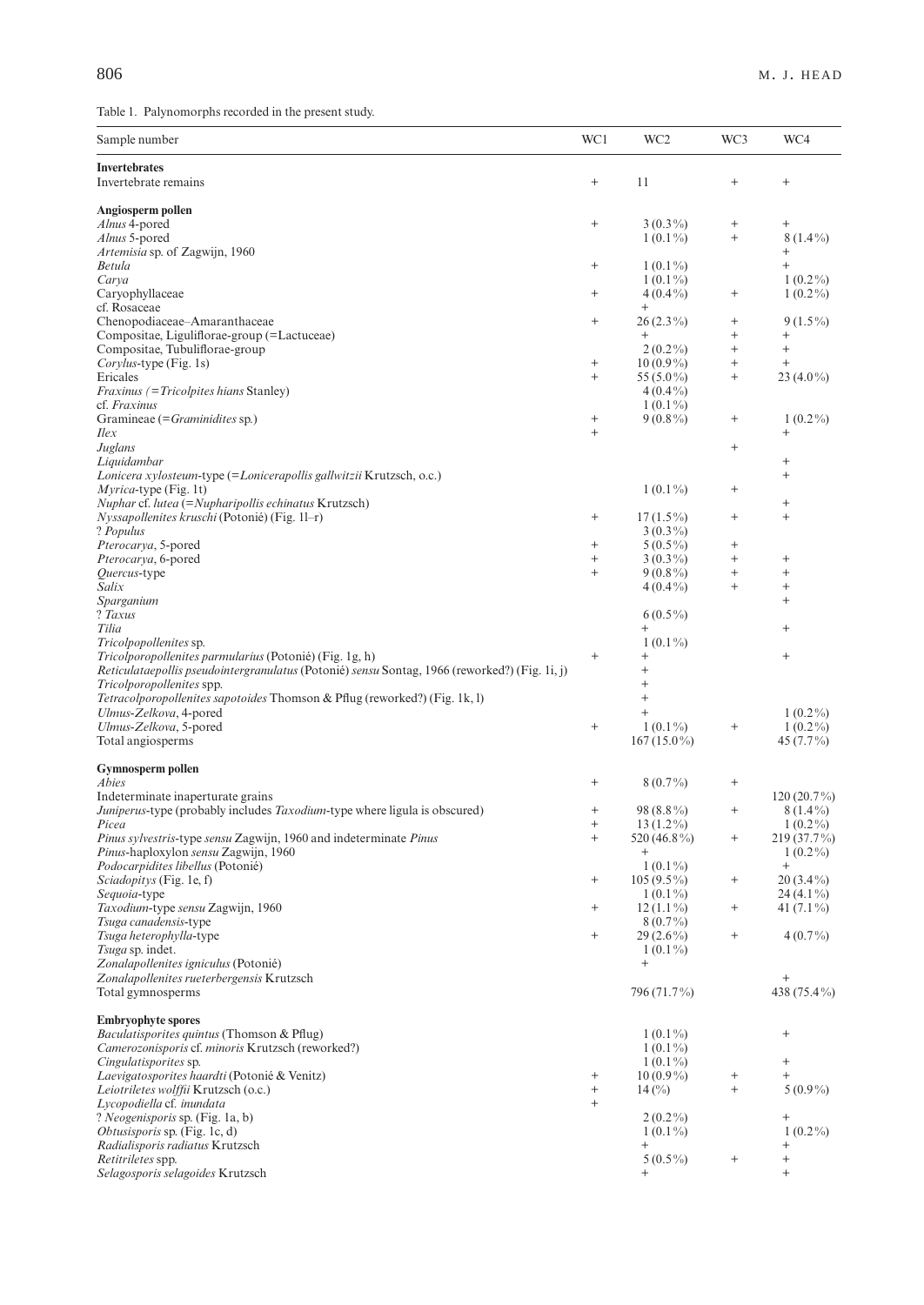Table 1. Palynomorphs recorded in the present study.

| Sample number | WC1 | WC2 | WC3 | WC4 |
|---|---|---|---|---|
| **Invertebrates** | | | | |
| Invertebrate remains | + | 11 | + | + |
| **Angiosperm pollen** | | | | |
| *Alnus* 4-pored | + | 3 (0.3%) | + | + |
| *Alnus* 5-pored | | 1 (0.1%) | + | 8 (1.4%) |
| *Artemisia* sp. of Zagwijn, 1960 | | | | + |
| *Betula* | + | 1 (0.1%) | | + |
| *Carya* | | 1 (0.1%) | | 1 (0.2%) |
| Caryophyllaceae | + | 4 (0.4%) | + | 1 (0.2%) |
| cf. Rosaceae | | + | | |
| Chenopodiaceae–Amaranthaceae | + | 26 (2.3%) | + | 9 (1.5%) |
| Compositae, Liguliflorae-group (=Lactuceae) | | + | + | + |
| Compositae, Tubuliflorae-group | | 2 (0.2%) | + | + |
| *Corylus*-type (Fig. 1s) | + | 10 (0.9%) | + | + |
| Ericales | + | 55 (5.0%) | + | 23 (4.0%) |
| *Fraxinus* (=*Tricolpites hians* Stanley) | | 4 (0.4%) | | |
| cf. *Fraxinus* | | 1 (0.1%) | | |
| Gramineae (=*Graminidites* sp.) | + | 9 (0.8%) | + | 1 (0.2%) |
| *Ilex* | + | | | + |
| *Juglans* | | | + | |
| *Liquidambar* | | | | + |
| *Lonicera xylosteum*-type (=*Lonicerapollis gallwitzii* Krutzsch, o.c.) | | | | + |
| *Myrica*-type (Fig. 1t) | | 1 (0.1%) | + | |
| *Nuphar* cf. *lutea* (=*Nupharipollis echinatus* Krutzsch) | | | | + |
| *Nyssapollenites kruschi* (Potonié) (Fig. 1l–r) | + | 17 (1.5%) | + | + |
| ? *Populus* | | 3 (0.3%) | | |
| *Pterocarya*, 5-pored | + | 5 (0.5%) | + | |
| *Pterocarya*, 6-pored | + | 3 (0.3%) | + | + |
| *Quercus*-type | + | 9 (0.8%) | + | + |
| *Salix* | | 4 (0.4%) | + | + |
| *Sparganium* | | | | + |
| ? *Taxus* | | 6 (0.5%) | | |
| *Tilia* | | + | | + |
| *Tricolpopollenites* sp. | | 1 (0.1%) | | |
| *Tricolporopollenites parmularius* (Potonié) (Fig. 1g, h) | + | + | | + |
| *Reticulataepollis pseudointergranulatus* (Potonié) *sensu* Sontag, 1966 (reworked?) (Fig. 1i, j) | | + | | |
| *Tricolporopollenites* spp. | | + | | |
| *Tetracolporopollenites sapotoides* Thomson & Pflug (reworked?) (Fig. 1k, l) | | + | | |
| *Ulmus*-*Zelkova*, 4-pored | | + | | 1 (0.2%) |
| *Ulmus*-*Zelkova*, 5-pored | + | 1 (0.1%) | + | 1 (0.2%) |
| Total angiosperms | | 167 (15.0%) | | 45 (7.7%) |
| **Gymnosperm pollen** | | | | |
| *Abies* | + | 8 (0.7%) | + | |
| Indeterminate inaperturate grains | | | | 120 (20.7%) |
| *Juniperus*-type (probably includes *Taxodium*-type where ligula is obscured) | + | 98 (8.8%) | + | 8 (1.4%) |
| *Picea* | + | 13 (1.2%) | | 1 (0.2%) |
| *Pinus sylvestris*-type *sensu* Zagwijn, 1960 and indeterminate *Pinus* | + | 520 (46.8%) | + | 219 (37.7%) |
| *Pinus*-haploxylon *sensu* Zagwijn, 1960 | | + | | 1 (0.2%) |
| *Podocarpidites libellus* (Potonié) | | 1 (0.1%) | | + |
| *Sciadopitys* (Fig. 1e, f) | + | 105 (9.5%) | + | 20 (3.4%) |
| *Sequoia*-type | | 1 (0.1%) | | 24 (4.1%) |
| *Taxodium*-type *sensu* Zagwijn, 1960 | + | 12 (1.1%) | + | 41 (7.1%) |
| *Tsuga canadensis*-type | | 8 (0.7%) | | |
| *Tsuga heterophylla*-type | + | 29 (2.6%) | + | 4 (0.7%) |
| *Tsuga* sp. indet. | | 1 (0.1%) | | |
| *Zonalapollenites igniculus* (Potonié) | | + | | |
| *Zonalapollenites rueterbergensis* Krutzsch | | | | + |
| Total gymnosperms | | 796 (71.7%) | | 438 (75.4%) |
| **Embryophyte spores** | | | | |
| *Baculatisporites quintus* (Thomson & Pflug) | | 1 (0.1%) | | + |
| *Camerozonisporis* cf. *minoris* Krutzsch (reworked?) | | 1 (0.1%) | | |
| *Cingulatisporites* sp. | | 1 (0.1%) | | + |
| *Laevigatosporites haardti* (Potonié & Venitz) | + | 10 (0.9%) | + | + |
| *Leiotriletes wolffii* Krutzsch (o.c.) | + | 14 (%) | + | 5 (0.9%) |
| *Lycopodiella* cf. *inundata* | + | | | |
| ? *Neogenisporis* sp. (Fig. 1a, b) | | 2 (0.2%) | | + |
| *Obtusisporis* sp. (Fig. 1c, d) | | 1 (0.1%) | | 1 (0.2%) |
| *Radialisporis radiatus* Krutzsch | | + | | + |
| *Retitriletes* spp. | | 5 (0.5%) | + | + |
| *Selagosporis selagoides* Krutzsch | | + | | + |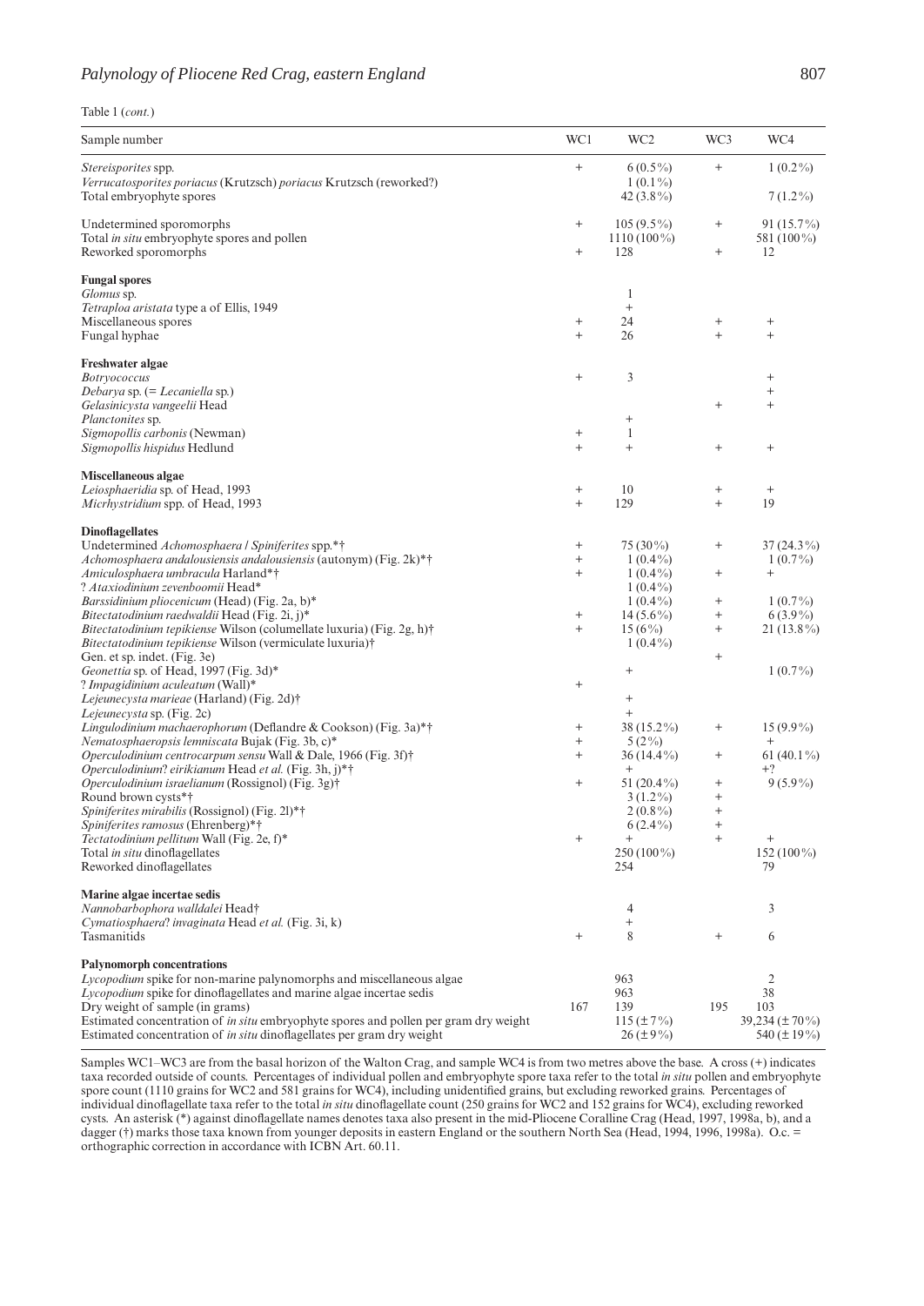Table 1 (*cont.*)

| Sample number | WC1 | WC2 | WC3 | WC4 |
|---|---|---|---|---|
| *Stereisporites* spp. | + | 6 (0.5%) | + | 1 (0.2%) |
| *Verrucatosporites poriacus* (Krutzsch) *poriacus* Krutzsch (reworked?) | | 1 (0.1%) | | |
| Total embryophyte spores | | 42 (3.8%) | | 7 (1.2%) |
| | | | | |
| Undetermined sporomorphs | + | 105 (9.5%) | + | 91 (15.7%) |
| Total *in situ* embryophyte spores and pollen | | 1110 (100%) | | 581 (100%) |
| Reworked sporomorphs | + | 128 | + | 12 |
| | | | | |
| **Fungal spores** | | | | |
| *Glomus* sp. | | 1 | | |
| *Tetraploa aristata* type a of Ellis, 1949 | | + | | |
| Miscellaneous spores | + | 24 | + | + |
| Fungal hyphae | + | 26 | + | + |
| | | | | |
| **Freshwater algae** | | | | |
| *Botryococcus* | + | 3 | | + |
| *Debarya* sp. (= *Lecaniella* sp.) | | | | + |
| *Gelasinicysta vangeelii* Head | | | + | + |
| *Planctonites* sp. | | + | | |
| *Sigmopollis carbonis* (Newman) | + | 1 | | |
| *Sigmopollis hispidus* Hedlund | + | + | + | + |
| | | | | |
| **Miscellaneous algae** | | | | |
| *Leiosphaeridia* sp. of Head, 1993 | + | 10 | + | + |
| *Micrhystridium* spp. of Head, 1993 | + | 129 | + | 19 |
| | | | | |
| **Dinoflagellates** | | | | |
| Undetermined *Achomosphaera* / *Spiniferites* spp.*† | + | 75 (30%) | + | 37 (24.3%) |
| *Achomosphaera andalousiensis andalousiensis* (autonym) (Fig. 2k)*† | + | 1 (0.4%) | | 1 (0.7%) |
| *Amiculosphaera umbracula* Harland*† | + | 1 (0.4%) | + | + |
| ? *Ataxiodinium zevenboomii* Head* | | 1 (0.4%) | | |
| *Barssidinium pliocenicum* (Head) (Fig. 2a, b)* | | 1 (0.4%) | + | 1 (0.7%) |
| *Bitectatodinium raedwaldii* Head (Fig. 2i, j)* | + | 14 (5.6%) | + | 6 (3.9%) |
| *Bitectatodinium tepikiense* Wilson (columellate luxuria) (Fig. 2g, h)† | + | 15 (6%) | + | 21 (13.8%) |
| *Bitectatodinium tepikiense* Wilson (vermiculate luxuria)† | | 1 (0.4%) | | |
| Gen. et sp. indet. (Fig. 3e) | | | + | |
| *Geonettia* sp. of Head, 1997 (Fig. 3d)* | | + | | 1 (0.7%) |
| ? *Impagidinium aculeatum* (Wall)* | + | | | |
| *Lejeunecysta marieae* (Harland) (Fig. 2d)† | | + | | |
| *Lejeunecysta* sp. (Fig. 2c) | | + | | |
| *Lingulodinium machaerophorum* (Deflandre & Cookson) (Fig. 3a)*† | + | 38 (15.2%) | + | 15 (9.9%) |
| *Nematosphaeropsis lemniscata* Bujak (Fig. 3b, c)* | + | 5 (2%) | | + |
| *Operculodinium centrocarpum sensu* Wall & Dale, 1966 (Fig. 3f)† | + | 36 (14.4%) | + | 61 (40.1%) |
| *Operculodinium*? *eirikianum* Head *et al.* (Fig. 3h, j)*† | | + | | +? |
| *Operculodinium israelianum* (Rossignol) (Fig. 3g)† | + | 51 (20.4%) | + | 9 (5.9%) |
| Round brown cysts*† | | 3 (1.2%) | + | |
| *Spiniferites mirabilis* (Rossignol) (Fig. 2l)*† | | 2 (0.8%) | + | |
| *Spiniferites ramosus* (Ehrenberg)*† | | 6 (2.4%) | + | |
| *Tectatodinium pellitum* Wall (Fig. 2e, f)* | + | + | + | + |
| Total *in situ* dinoflagellates | | 250 (100%) | | 152 (100%) |
| Reworked dinoflagellates | | 254 | | 79 |
| | | | | |
| **Marine algae incertae sedis** | | | | |
| *Nannobarbophora walldalei* Head† | | 4 | | 3 |
| *Cymatiosphaera*? *invaginata* Head *et al.* (Fig. 3i, k) | | + | | |
| Tasmanitids | + | 8 | + | 6 |
| | | | | |
| **Palynomorph concentrations** | | | | |
| *Lycopodium* spike for non-marine palynomorphs and miscellaneous algae | | 963 | | 2 |
| *Lycopodium* spike for dinoflagellates and marine algae incertae sedis | | 963 | | 38 |
| Dry weight of sample (in grams) | 167 | 139 | 195 | 103 |
| Estimated concentration of *in situ* embryophyte spores and pollen per gram dry weight | | 115 (±7%) | | 39,234 (±70%) |
| Estimated concentration of *in situ* dinoflagellates per gram dry weight | | 26 (±9%) | | 540 (±19%) |

Samples WC1–WC3 are from the basal horizon of the Walton Crag, and sample WC4 is from two metres above the base. A cross (+) indicates taxa recorded outside of counts. Percentages of individual pollen and embryophyte spore taxa refer to the total *in situ* pollen and embryophyte spore count (1110 grains for WC2 and 581 grains for WC4), including unidentified grains, but excluding reworked grains. Percentages of individual dinoflagellate taxa refer to the total *in situ* dinoflagellate count (250 grains for WC2 and 152 grains for WC4), excluding reworked cysts. An asterisk (*) against dinoflagellate names denotes taxa also present in the mid-Pliocene Coralline Crag (Head, 1997, 1998a, b), and a dagger (†) marks those taxa known from younger deposits in eastern England or the southern North Sea (Head, 1994, 1996, 1998a). O.c. = orthographic correction in accordance with ICBN Art. 60.11.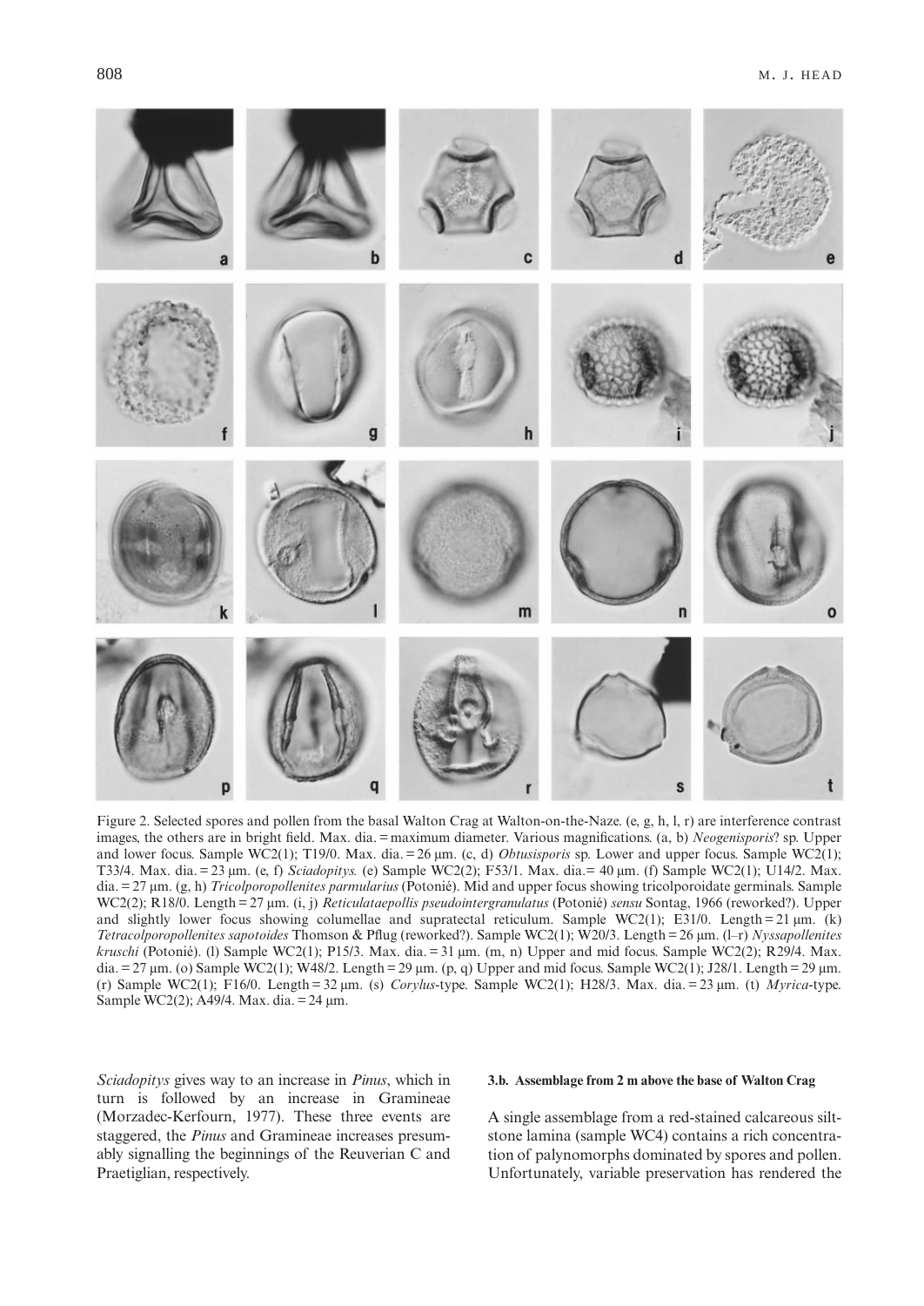Figure 2. Selected spores and pollen from the basal Walton Crag at Walton-on-the-Naze. (e, g, h, l, r) are interference contrast images, the others are in bright field. Max. dia. = maximum diameter. Various magnifications. (a, b) *Neogenisporis*? sp. Upper and lower focus. Sample WC2(1); T19/0. Max. dia. = 26 μm. (c, d) *Obtusisporis* sp. Lower and upper focus. Sample WC2(1); T33/4. Max. dia. = 23 μm. (e, f) *Sciadopitys.* (e) Sample WC2(2); F53/1. Max. dia.= 40 μm. (f) Sample WC2(1); U14/2. Max. dia. = 27 μm. (g, h) *Tricolporopollenites parmularius* (Potonié). Mid and upper focus showing tricolporoidate germinals. Sample WC2(2); R18/0. Length = 27 μm. (i, j) *Reticulataepollis pseudointergranulatus* (Potonié) *sensu* Sontag, 1966 (reworked?). Upper and slightly lower focus showing columellae and supratectal reticulum. Sample WC2(1); E31/0. Length = 21 μm. (k) *Tetracolporopollenites sapotoides* Thomson & Pflug (reworked?). Sample WC2(1); W20/3. Length = 26 μm. (l–r) *Nyssapollenites kruschi* (Potonié). (l) Sample WC2(1); P15/3. Max. dia. = 31 μm. (m, n) Upper and mid focus. Sample WC2(2); R29/4. Max. dia. = 27 μm. (o) Sample WC2(1); W48/2. Length = 29 μm. (p, q) Upper and mid focus. Sample WC2(1); J28/1. Length = 29 μm. (r) Sample WC2(1); F16/0. Length = 32 μm. (s) *Corylus*-type. Sample WC2(1); H28/3. Max. dia. = 23 μm. (t) *Myrica*-type. Sample WC2(2); A49/4. Max. dia. = 24 μm.

*Sciadopitys* gives way to an increase in *Pinus*, which in turn is followed by an increase in Gramineae (Morzadec-Kerfourn, 1977). These three events are staggered, the *Pinus* and Gramineae increases presumably signalling the beginnings of the Reuverian C and Praetiglian, respectively.

### 3.b. Assemblage from 2 m above the base of Walton Crag

A single assemblage from a red-stained calcareous siltstone lamina (sample WC4) contains a rich concentration of palynomorphs dominated by spores and pollen. Unfortunately, variable preservation has rendered the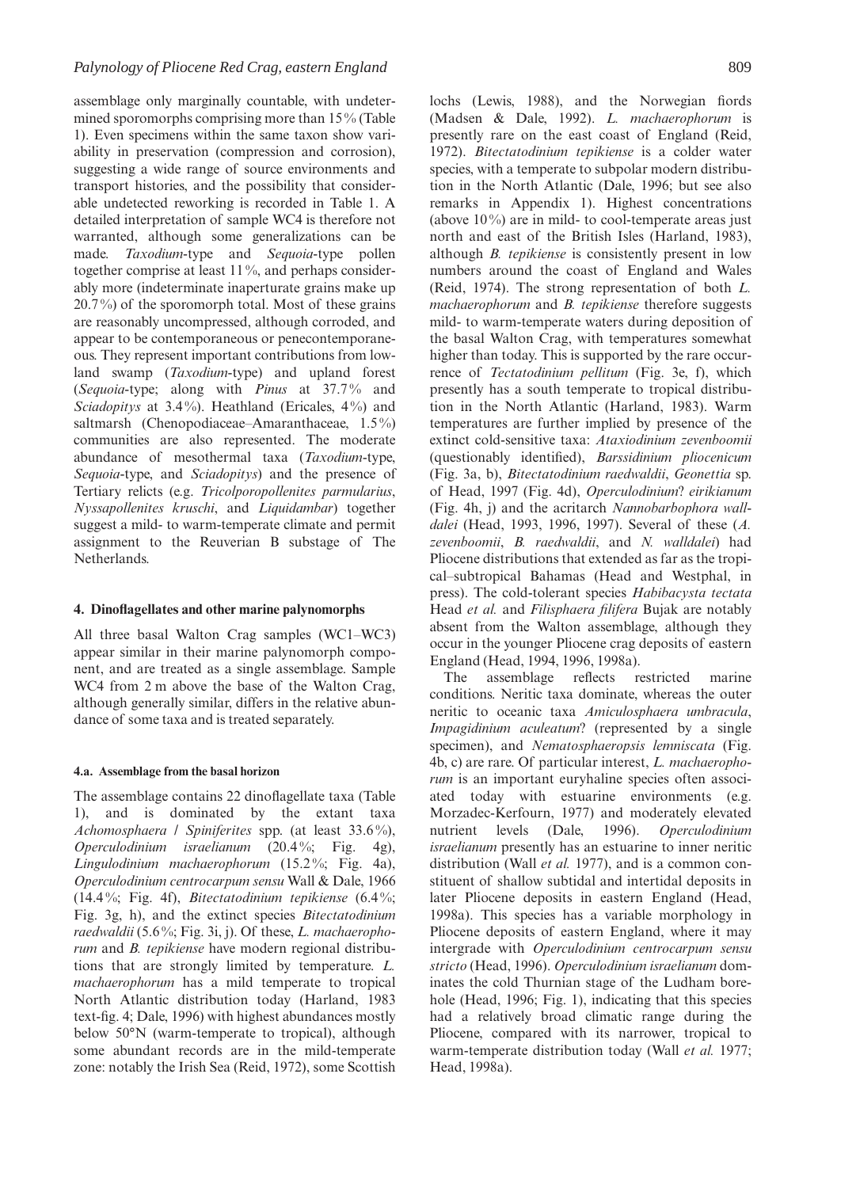assemblage only marginally countable, with undetermined sporomorphs comprising more than 15% (Table 1). Even specimens within the same taxon show variability in preservation (compression and corrosion), suggesting a wide range of source environments and transport histories, and the possibility that considerable undetected reworking is recorded in Table 1. A detailed interpretation of sample WC4 is therefore not warranted, although some generalizations can be made. *Taxodium*-type and *Sequoia*-type pollen together comprise at least 11%, and perhaps considerably more (indeterminate inaperturate grains make up 20.7%) of the sporomorph total. Most of these grains are reasonably uncompressed, although corroded, and appear to be contemporaneous or penecontemporaneous. They represent important contributions from lowland swamp (*Taxodium*-type) and upland forest (*Sequoia*-type; along with *Pinus* at 37.7% and *Sciadopitys* at 3.4%). Heathland (Ericales, 4%) and saltmarsh (Chenopodiaceae–Amaranthaceae, 1.5%) communities are also represented. The moderate abundance of mesothermal taxa (*Taxodium*-type, *Sequoia*-type, and *Sciadopitys*) and the presence of Tertiary relicts (e.g. *Tricolporopollenites parmularius*, *Nyssapollenites kruschi*, and *Liquidambar*) together suggest a mild- to warm-temperate climate and permit assignment to the Reuverian B substage of The Netherlands.

## 4. Dinoflagellates and other marine palynomorphs

All three basal Walton Crag samples (WC1–WC3) appear similar in their marine palynomorph component, and are treated as a single assemblage. Sample WC4 from 2 m above the base of the Walton Crag, although generally similar, differs in the relative abundance of some taxa and is treated separately.

### 4.a. Assemblage from the basal horizon

The assemblage contains 22 dinoflagellate taxa (Table 1), and is dominated by the extant taxa *Achomosphaera* / *Spiniferites* spp. (at least 33.6%), *Operculodinium israelianum* (20.4%; Fig. 4g), *Lingulodinium machaerophorum* (15.2%; Fig. 4a), *Operculodinium centrocarpum sensu* Wall & Dale, 1966 (14.4%; Fig. 4f), *Bitectatodinium tepikiense* (6.4%; Fig. 3g, h), and the extinct species *Bitectatodinium raedwaldii* (5.6%; Fig. 3i, j). Of these, *L. machaerophorum* and *B. tepikiense* have modern regional distributions that are strongly limited by temperature. *L. machaerophorum* has a mild temperate to tropical North Atlantic distribution today (Harland, 1983 text-fig. 4; Dale, 1996) with highest abundances mostly below 50°N (warm-temperate to tropical), although some abundant records are in the mild-temperate zone: notably the Irish Sea (Reid, 1972), some Scottish lochs (Lewis, 1988), and the Norwegian fiords (Madsen & Dale, 1992). *L. machaerophorum* is presently rare on the east coast of England (Reid, 1972). *Bitectatodinium tepikiense* is a colder water species, with a temperate to subpolar modern distribution in the North Atlantic (Dale, 1996; but see also remarks in Appendix 1). Highest concentrations (above 10%) are in mild- to cool-temperate areas just north and east of the British Isles (Harland, 1983), although *B. tepikiense* is consistently present in low numbers around the coast of England and Wales (Reid, 1974). The strong representation of both *L. machaerophorum* and *B. tepikiense* therefore suggests mild- to warm-temperate waters during deposition of the basal Walton Crag, with temperatures somewhat higher than today. This is supported by the rare occurrence of *Tectatodinium pellitum* (Fig. 3e, f), which presently has a south temperate to tropical distribution in the North Atlantic (Harland, 1983). Warm temperatures are further implied by presence of the extinct cold-sensitive taxa: *Ataxiodinium zevenboomii* (questionably identified), *Barssidinium pliocenicum* (Fig. 3a, b), *Bitectatodinium raedwaldii*, *Geonettia* sp. of Head, 1997 (Fig. 4d), *Operculodinium*? *eirikianum* (Fig. 4h, j) and the acritarch *Nannobarbophora walldalei* (Head, 1993, 1996, 1997). Several of these (*A. zevenboomii*, *B. raedwaldii*, and *N. walldalei*) had Pliocene distributions that extended as far as the tropical–subtropical Bahamas (Head and Westphal, in press). The cold-tolerant species *Habibacysta tectata* Head *et al.* and *Filisphaera filifera* Bujak are notably absent from the Walton assemblage, although they occur in the younger Pliocene crag deposits of eastern England (Head, 1994, 1996, 1998a).

The assemblage reflects restricted marine conditions. Neritic taxa dominate, whereas the outer neritic to oceanic taxa *Amiculosphaera umbracula*, *Impagidinium aculeatum*? (represented by a single specimen), and *Nematosphaeropsis lemniscata* (Fig. 4b, c) are rare. Of particular interest, *L. machaerophorum* is an important euryhaline species often associated today with estuarine environments (e.g. Morzadec-Kerfourn, 1977) and moderately elevated nutrient levels (Dale, 1996). *Operculodinium israelianum* presently has an estuarine to inner neritic distribution (Wall *et al.* 1977), and is a common constituent of shallow subtidal and intertidal deposits in later Pliocene deposits in eastern England (Head, 1998a). This species has a variable morphology in Pliocene deposits of eastern England, where it may intergrade with *Operculodinium centrocarpum sensu stricto* (Head, 1996). *Operculodinium israelianum* dominates the cold Thurnian stage of the Ludham borehole (Head, 1996; Fig. 1), indicating that this species had a relatively broad climatic range during the Pliocene, compared with its narrower, tropical to warm-temperate distribution today (Wall *et al.* 1977; Head, 1998a).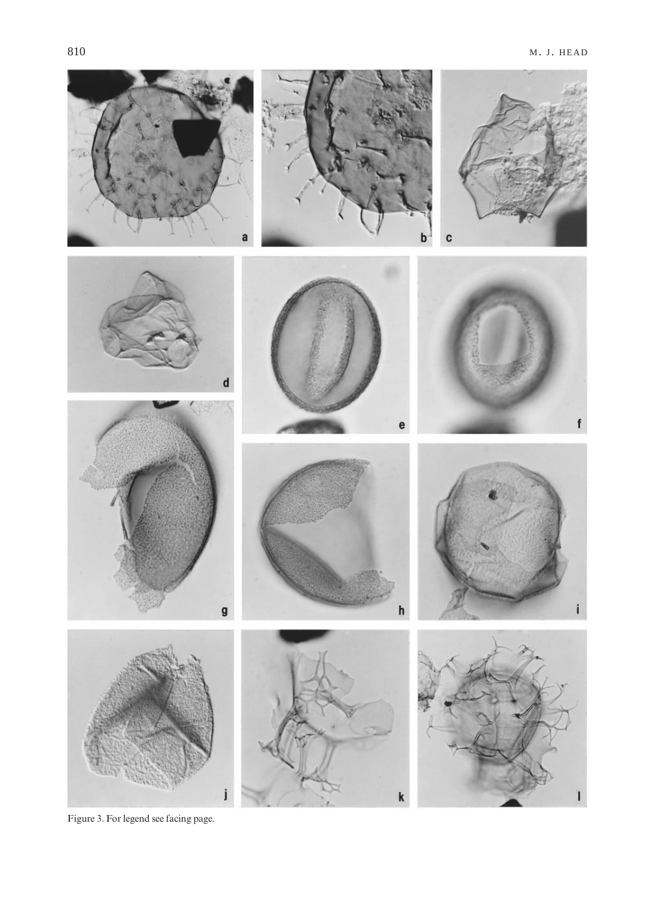Figure 3. For legend see facing page.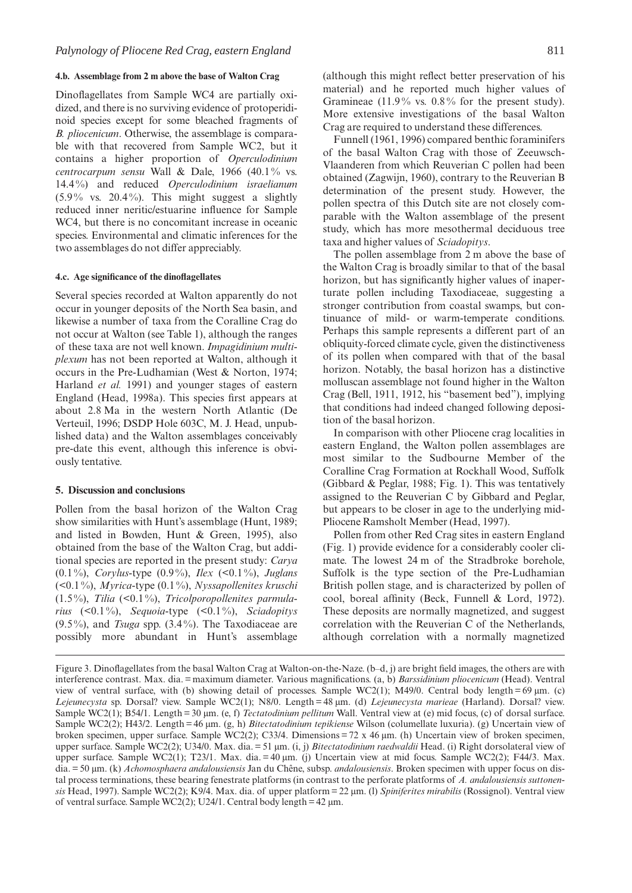#### 4.b. Assemblage from 2 m above the base of Walton Crag

Dinoflagellates from Sample WC4 are partially oxidized, and there is no surviving evidence of protoperidinoid species except for some bleached fragments of *B. pliocenicum*. Otherwise, the assemblage is comparable with that recovered from Sample WC2, but it contains a higher proportion of *Operculodinium centrocarpum sensu* Wall & Dale, 1966 (40.1% vs. 14.4%) and reduced *Operculodinium israelianum* (5.9% vs. 20.4%). This might suggest a slightly reduced inner neritic/estuarine influence for Sample WC4, but there is no concomitant increase in oceanic species. Environmental and climatic inferences for the two assemblages do not differ appreciably.

#### 4.c. Age significance of the dinoflagellates

Several species recorded at Walton apparently do not occur in younger deposits of the North Sea basin, and likewise a number of taxa from the Coralline Crag do not occur at Walton (see Table 1), although the ranges of these taxa are not well known. *Impagidinium multiplexum* has not been reported at Walton, although it occurs in the Pre-Ludhamian (West & Norton, 1974; Harland *et al.* 1991) and younger stages of eastern England (Head, 1998a). This species first appears at about 2.8 Ma in the western North Atlantic (De Verteuil, 1996; DSDP Hole 603C, M. J. Head, unpublished data) and the Walton assemblages conceivably pre-date this event, although this inference is obviously tentative.

### 5. Discussion and conclusions

Pollen from the basal horizon of the Walton Crag show similarities with Hunt's assemblage (Hunt, 1989; and listed in Bowden, Hunt & Green, 1995), also obtained from the base of the Walton Crag, but additional species are reported in the present study: *Carya* (0.1%), *Corylus*-type (0.9%), *Ilex* (<0.1%), *Juglans* (<0.1%), *Myrica*-type (0.1%), *Nyssapollenites kruschi* (1.5%), *Tilia* (<0.1%), *Tricolporopollenites parmularius* (<0.1%), *Sequoia*-type (<0.1%), *Sciadopitys* (9.5%), and *Tsuga* spp. (3.4%). The Taxodiaceae are possibly more abundant in Hunt's assemblage (although this might reflect better preservation of his material) and he reported much higher values of Gramineae (11.9% vs. 0.8% for the present study). More extensive investigations of the basal Walton Crag are required to understand these differences.

Funnell (1961, 1996) compared benthic foraminifers of the basal Walton Crag with those of Zeeuwsch-Vlaanderen from which Reuverian C pollen had been obtained (Zagwijn, 1960), contrary to the Reuverian B determination of the present study. However, the pollen spectra of this Dutch site are not closely comparable with the Walton assemblage of the present study, which has more mesothermal deciduous tree taxa and higher values of *Sciadopitys*.

The pollen assemblage from 2 m above the base of the Walton Crag is broadly similar to that of the basal horizon, but has significantly higher values of inaperturate pollen including Taxodiaceae, suggesting a stronger contribution from coastal swamps, but continuance of mild- or warm-temperate conditions. Perhaps this sample represents a different part of an obliquity-forced climate cycle, given the distinctiveness of its pollen when compared with that of the basal horizon. Notably, the basal horizon has a distinctive molluscan assemblage not found higher in the Walton Crag (Bell, 1911, 1912, his "basement bed"), implying that conditions had indeed changed following deposition of the basal horizon.

In comparison with other Pliocene crag localities in eastern England, the Walton pollen assemblages are most similar to the Sudbourne Member of the Coralline Crag Formation at Rockhall Wood, Suffolk (Gibbard & Peglar, 1988; Fig. 1). This was tentatively assigned to the Reuverian C by Gibbard and Peglar, but appears to be closer in age to the underlying mid-Pliocene Ramsholt Member (Head, 1997).

Pollen from other Red Crag sites in eastern England (Fig. 1) provide evidence for a considerably cooler climate. The lowest 24 m of the Stradbroke borehole, Suffolk is the type section of the Pre-Ludhamian British pollen stage, and is characterized by pollen of cool, boreal affinity (Beck, Funnell & Lord, 1972). These deposits are normally magnetized, and suggest correlation with the Reuverian C of the Netherlands, although correlation with a normally magnetized

Figure 3. Dinoflagellates from the basal Walton Crag at Walton-on-the-Naze. (b–d, j) are bright field images, the others are with interference contrast. Max. dia. = maximum diameter. Various magnifications. (a, b) *Barssidinium pliocenicum* (Head). Ventral view of ventral surface, with (b) showing detail of processes. Sample WC2(1); M49/0. Central body length = 69 μm. (c) *Lejeunecysta* sp. Dorsal? view. Sample WC2(1); N8/0. Length = 48 μm. (d) *Lejeunecysta marieae* (Harland). Dorsal? view. Sample WC2(1); B54/1. Length = 30 μm. (e, f) *Tectatodinium pellitum* Wall. Ventral view at (e) mid focus, (c) of dorsal surface. Sample WC2(2); H43/2. Length = 46 μm. (g, h) *Bitectatodinium tepikiense* Wilson (columellate luxuria). (g) Uncertain view of broken specimen, upper surface. Sample WC2(2); C33/4. Dimensions = 72 x 46 μm. (h) Uncertain view of broken specimen, upper surface. Sample WC2(2); U34/0. Max. dia. = 51 μm. (i, j) *Bitectatodinium raedwaldii* Head. (i) Right dorsolateral view of upper surface. Sample WC2(1); T23/1. Max. dia. = 40 μm. (j) Uncertain view at mid focus. Sample WC2(2); F44/3. Max. dia. = 50 μm. (k) *Achomosphaera andalousiensis* Jan du Chêne, subsp. *andalousiensis*. Broken specimen with upper focus on distal process terminations, these bearing fenestrate platforms (in contrast to the perforate platforms of *A. andalousiensis suttonensis* Head, 1997). Sample WC2(2); K9/4. Max. dia. of upper platform = 22 μm. (l) *Spiniferites mirabilis* (Rossignol). Ventral view of ventral surface. Sample WC2(2); U24/1. Central body length = 42 μm.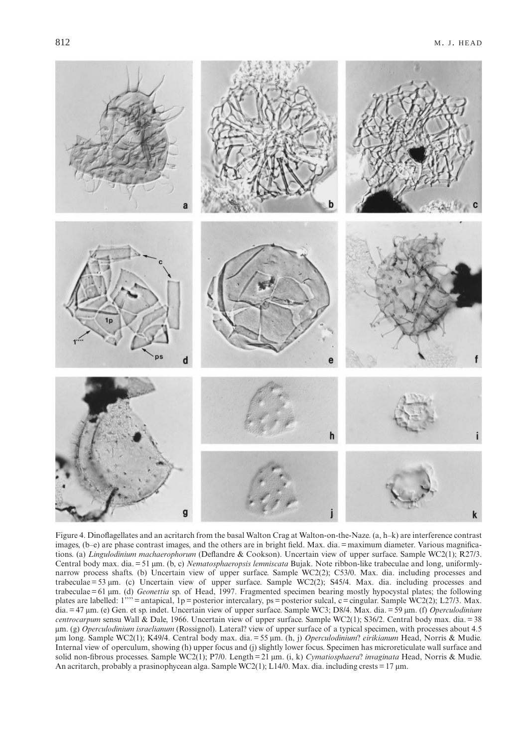Figure 4. Dinoflagellates and an acritarch from the basal Walton Crag at Walton-on-the-Naze. (a, h–k) are interference contrast images, (b–e) are phase contrast images, and the others are in bright field. Max. dia. = maximum diameter. Various magnifications. (a) *Lingulodinium machaerophorum* (Deflandre & Cookson). Uncertain view of upper surface. Sample WC2(1); R27/3. Central body max. dia. = 51 μm. (b, c) *Nematosphaeropsis lemniscata* Bujak. Note ribbon-like trabeculae and long, uniformly-narrow process shafts. (b) Uncertain view of upper surface. Sample WC2(2); C53/0. Max. dia. including processes and trabeculae = 53 μm. (c) Uncertain view of upper surface. Sample WC2(2); S45/4. Max. dia. including processes and trabeculae = 61 μm. (d) *Geonettia* sp. of Head, 1997. Fragmented specimen bearing mostly hypocystal plates; the following plates are labelled: 1'''' = antapical, 1p = posterior intercalary, ps = posterior sulcal, c = cingular. Sample WC2(2); L27/3. Max. dia. = 47 μm. (e) Gen. et sp. indet. Uncertain view of upper surface. Sample WC3; D8/4. Max. dia. = 59 μm. (f) *Operculodinium centrocarpum* sensu Wall & Dale, 1966. Uncertain view of upper surface. Sample WC2(1); S36/2. Central body max. dia. = 38 μm. (g) *Operculodinium israelianum* (Rossignol). Lateral? view of upper surface of a typical specimen, with processes about 4.5 μm long. Sample WC2(1); K49/4. Central body max. dia. = 55 μm. (h, j) *Operculodinium*? *eirikianum* Head, Norris & Mudie. Internal view of operculum, showing (h) upper focus and (j) slightly lower focus. Specimen has microreticulate wall surface and solid non-fibrous processes. Sample WC2(1); P7/0. Length = 21 μm. (i, k) *Cymatiosphaera*? *invaginata* Head, Norris & Mudie. An acritarch, probably a prasinophycean alga. Sample WC2(1); L14/0. Max. dia. including crests = 17 μm.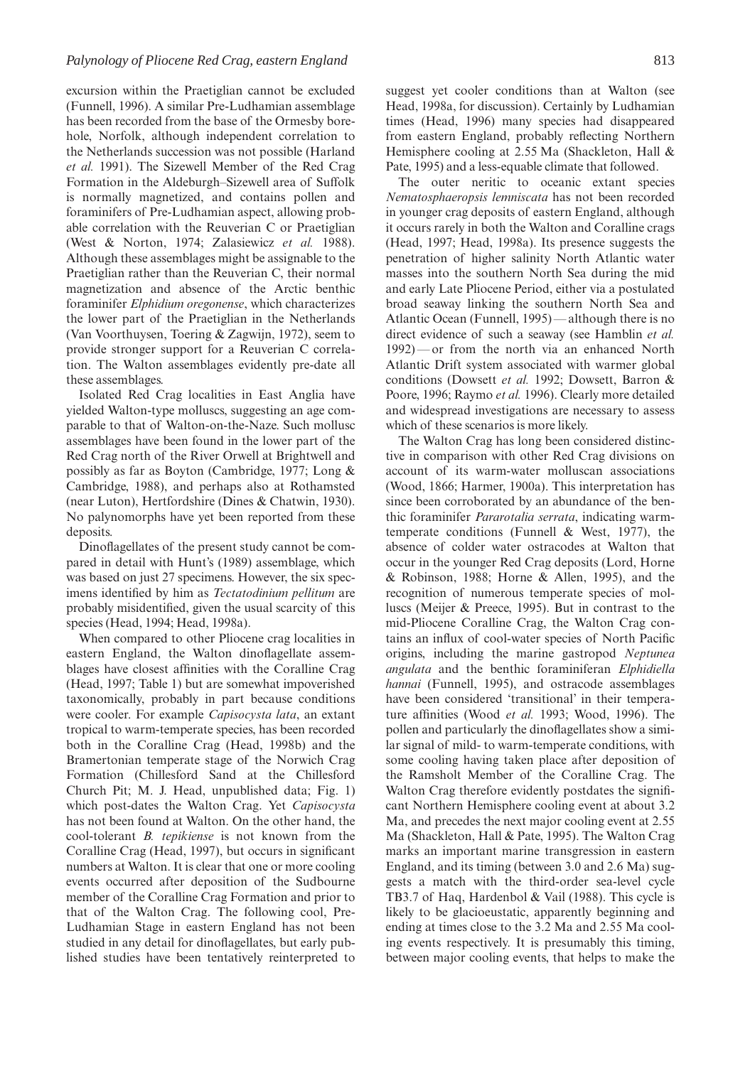excursion within the Praetiglian cannot be excluded (Funnell, 1996). A similar Pre-Ludhamian assemblage has been recorded from the base of the Ormesby borehole, Norfolk, although independent correlation to the Netherlands succession was not possible (Harland *et al.* 1991). The Sizewell Member of the Red Crag Formation in the Aldeburgh–Sizewell area of Suffolk is normally magnetized, and contains pollen and foraminifers of Pre-Ludhamian aspect, allowing probable correlation with the Reuverian C or Praetiglian (West & Norton, 1974; Zalasiewicz *et al.* 1988). Although these assemblages might be assignable to the Praetiglian rather than the Reuverian C, their normal magnetization and absence of the Arctic benthic foraminifer *Elphidium oregonense*, which characterizes the lower part of the Praetiglian in the Netherlands (Van Voorthuysen, Toering & Zagwijn, 1972), seem to provide stronger support for a Reuverian C correlation. The Walton assemblages evidently pre-date all these assemblages.

Isolated Red Crag localities in East Anglia have yielded Walton-type molluscs, suggesting an age comparable to that of Walton-on-the-Naze. Such mollusc assemblages have been found in the lower part of the Red Crag north of the River Orwell at Brightwell and possibly as far as Boyton (Cambridge, 1977; Long & Cambridge, 1988), and perhaps also at Rothamsted (near Luton), Hertfordshire (Dines & Chatwin, 1930). No palynomorphs have yet been reported from these deposits.

Dinoflagellates of the present study cannot be compared in detail with Hunt's (1989) assemblage, which was based on just 27 specimens. However, the six specimens identified by him as *Tectatodinium pellitum* are probably misidentified, given the usual scarcity of this species (Head, 1994; Head, 1998a).

When compared to other Pliocene crag localities in eastern England, the Walton dinoflagellate assemblages have closest affinities with the Coralline Crag (Head, 1997; Table 1) but are somewhat impoverished taxonomically, probably in part because conditions were cooler. For example *Capisocysta lata*, an extant tropical to warm-temperate species, has been recorded both in the Coralline Crag (Head, 1998b) and the Bramertonian temperate stage of the Norwich Crag Formation (Chillesford Sand at the Chillesford Church Pit; M. J. Head, unpublished data; Fig. 1) which post-dates the Walton Crag. Yet *Capisocysta* has not been found at Walton. On the other hand, the cool-tolerant *B. tepikiense* is not known from the Coralline Crag (Head, 1997), but occurs in significant numbers at Walton. It is clear that one or more cooling events occurred after deposition of the Sudbourne member of the Coralline Crag Formation and prior to that of the Walton Crag. The following cool, Pre-Ludhamian Stage in eastern England has not been studied in any detail for dinoflagellates, but early published studies have been tentatively reinterpreted to suggest yet cooler conditions than at Walton (see Head, 1998a, for discussion). Certainly by Ludhamian times (Head, 1996) many species had disappeared from eastern England, probably reflecting Northern Hemisphere cooling at 2.55 Ma (Shackleton, Hall & Pate, 1995) and a less-equable climate that followed.

The outer neritic to oceanic extant species *Nematosphaeropsis lemniscata* has not been recorded in younger crag deposits of eastern England, although it occurs rarely in both the Walton and Coralline crags (Head, 1997; Head, 1998a). Its presence suggests the penetration of higher salinity North Atlantic water masses into the southern North Sea during the mid and early Late Pliocene Period, either via a postulated broad seaway linking the southern North Sea and Atlantic Ocean (Funnell, 1995) — although there is no direct evidence of such a seaway (see Hamblin *et al.* 1992) — or from the north via an enhanced North Atlantic Drift system associated with warmer global conditions (Dowsett *et al.* 1992; Dowsett, Barron & Poore, 1996; Raymo *et al.* 1996). Clearly more detailed and widespread investigations are necessary to assess which of these scenarios is more likely.

The Walton Crag has long been considered distinctive in comparison with other Red Crag divisions on account of its warm-water molluscan associations (Wood, 1866; Harmer, 1900a). This interpretation has since been corroborated by an abundance of the benthic foraminifer *Pararotalia serrata*, indicating warm-temperate conditions (Funnell & West, 1977), the absence of colder water ostracodes at Walton that occur in the younger Red Crag deposits (Lord, Horne & Robinson, 1988; Horne & Allen, 1995), and the recognition of numerous temperate species of molluscs (Meijer & Preece, 1995). But in contrast to the mid-Pliocene Coralline Crag, the Walton Crag contains an influx of cool-water species of North Pacific origins, including the marine gastropod *Neptunea angulata* and the benthic foraminiferan *Elphidiella hannai* (Funnell, 1995), and ostracode assemblages have been considered 'transitional' in their temperature affinities (Wood *et al.* 1993; Wood, 1996). The pollen and particularly the dinoflagellates show a similar signal of mild- to warm-temperate conditions, with some cooling having taken place after deposition of the Ramsholt Member of the Coralline Crag. The Walton Crag therefore evidently postdates the significant Northern Hemisphere cooling event at about 3.2 Ma, and precedes the next major cooling event at 2.55 Ma (Shackleton, Hall & Pate, 1995). The Walton Crag marks an important marine transgression in eastern England, and its timing (between 3.0 and 2.6 Ma) suggests a match with the third-order sea-level cycle TB3.7 of Haq, Hardenbol & Vail (1988). This cycle is likely to be glacioeustatic, apparently beginning and ending at times close to the 3.2 Ma and 2.55 Ma cooling events respectively. It is presumably this timing, between major cooling events, that helps to make the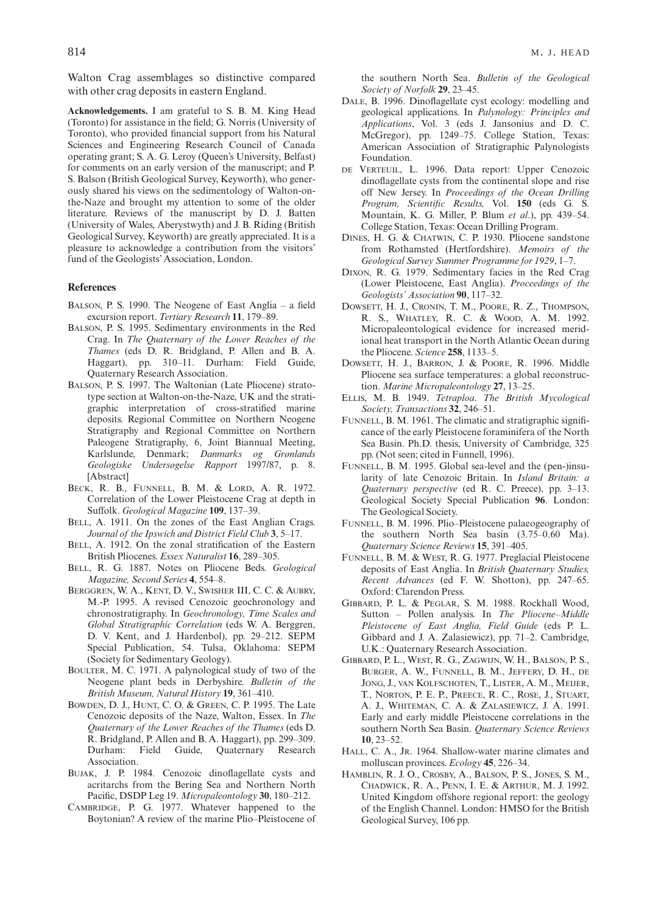Walton Crag assemblages so distinctive compared with other crag deposits in eastern England.

**Acknowledgements.** I am grateful to S. B. M. King Head (Toronto) for assistance in the field; G. Norris (University of Toronto), who provided financial support from his Natural Sciences and Engineering Research Council of Canada operating grant; S. A. G. Leroy (Queen's University, Belfast) for comments on an early version of the manuscript; and P. S. Balson (British Geological Survey, Keyworth), who generously shared his views on the sedimentology of Walton-on-the-Naze and brought my attention to some of the older literature. Reviews of the manuscript by D. J. Batten (University of Wales, Aberystwyth) and J. B. Riding (British Geological Survey, Keyworth) are greatly appreciated. It is a pleasure to acknowledge a contribution from the visitors' fund of the Geologists' Association, London.

## References

Balson, P. S. 1990. The Neogene of East Anglia – a field excursion report. *Tertiary Research* **11**, 179–89.

Balson, P. S. 1995. Sedimentary environments in the Red Crag. In *The Quaternary of the Lower Reaches of the Thames* (eds D. R. Bridgland, P. Allen and B. A. Haggart), pp. 310–11. Durham: Field Guide, Quaternary Research Association.

Balson, P. S. 1997. The Waltonian (Late Pliocene) stratotype section at Walton-on-the-Naze, UK and the stratigraphic interpretation of cross-stratified marine deposits. Regional Committee on Northern Neogene Stratigraphy and Regional Committee on Northern Paleogene Stratigraphy, 6, Joint Biannual Meeting, Karlslunde, Denmark; *Danmarks og Grønlands Geologiske Undersøgelse Rapport* 1997/87, p. 8. [Abstract]

Beck, R. B., Funnell, B. M. & Lord, A. R. 1972. Correlation of the Lower Pleistocene Crag at depth in Suffolk. *Geological Magazine* **109**, 137–39.

Bell, A. 1911. On the zones of the East Anglian Crags. *Journal of the Ipswich and District Field Club* **3**, 5–17.

Bell, A. 1912. On the zonal stratification of the Eastern British Pliocenes. *Essex Naturalist* **16**, 289–305.

Bell, R. G. 1887. Notes on Pliocene Beds. *Geological Magazine, Second Series* **4**, 554–8.

Berggren, W. A., Kent, D. V., Swisher III, C. C. & Aubry, M.-P. 1995. A revised Cenozoic geochronology and chronostratigraphy. In *Geochronology, Time Scales and Global Stratigraphic Correlation* (eds W. A. Berggren, D. V. Kent, and J. Hardenbol), pp. 29–212. SEPM Special Publication, 54. Tulsa, Oklahoma: SEPM (Society for Sedimentary Geology).

Boulter, M. C. 1971. A palynological study of two of the Neogene plant beds in Derbyshire. *Bulletin of the British Museum, Natural History* **19**, 361–410.

Bowden, D. J., Hunt, C. O. & Green, C. P. 1995. The Late Cenozoic deposits of the Naze, Walton, Essex. In *The Quaternary of the Lower Reaches of the Thames* (eds D. R. Bridgland, P. Allen and B. A. Haggart), pp. 299–309. Durham: Field Guide, Quaternary Research Association.

Bujak, J. P. 1984. Cenozoic dinoflagellate cysts and acritarchs from the Bering Sea and Northern North Pacific, DSDP Leg 19. *Micropaleontology* **30**, 180–212.

Cambridge, P. G. 1977. Whatever happened to the Boytonian? A review of the marine Plio–Pleistocene of the southern North Sea. *Bulletin of the Geological Society of Norfolk* **29**, 23–45.

Dale, B. 1996. Dinoflagellate cyst ecology: modelling and geological applications. In *Palynology: Principles and Applications*, Vol. 3 (eds J. Jansonius and D. C. McGregor), pp. 1249–75. College Station, Texas: American Association of Stratigraphic Palynologists Foundation.

de Verteuil, L. 1996. Data report: Upper Cenozoic dinoflagellate cysts from the continental slope and rise off New Jersey. In *Proceedings of the Ocean Drilling Program, Scientific Results,* Vol. **150** (eds G. S. Mountain, K. G. Miller, P. Blum *et al*.), pp. 439–54. College Station, Texas: Ocean Drilling Program.

Dines, H. G. & Chatwin, C. P. 1930. Pliocene sandstone from Rothamsted (Hertfordshire). *Memoirs of the Geological Survey Summer Programme for 1929*, 1–7.

Dixon, R. G. 1979. Sedimentary facies in the Red Crag (Lower Pleistocene, East Anglia). *Proceedings of the Geologists' Association* **90**, 117–32.

Dowsett, H. J., Cronin, T. M., Poore, R. Z., Thompson, R. S., Whatley, R. C. & Wood, A. M. 1992. Micropaleontological evidence for increased meridional heat transport in the North Atlantic Ocean during the Pliocene. *Science* **258**, 1133–5.

Dowsett, H. J., Barron, J. & Poore, R. 1996. Middle Pliocene sea surface temperatures: a global reconstruction. *Marine Micropaleontology* **27**, 13–25.

Ellis, M. B. 1949. *Tetraploa*. *The British Mycological Society, Transactions* **32**, 246–51.

Funnell, B. M. 1961. The climatic and stratigraphic significance of the early Pleistocene foraminifera of the North Sea Basin. Ph.D. thesis, University of Cambridge, 325 pp. (Not seen; cited in Funnell, 1996).

Funnell, B. M. 1995. Global sea-level and the (pen-)insularity of late Cenozoic Britain. In *Island Britain: a Quaternary perspective* (ed R. C. Preece), pp. 3–13. Geological Society Special Publication **96**. London: The Geological Society.

Funnell, B. M. 1996. Plio–Pleistocene palaeogeography of the southern North Sea basin (3.75–0.60 Ma). *Quaternary Science Reviews* **15**, 391–405.

Funnell, B. M. & West, R. G. 1977. Preglacial Pleistocene deposits of East Anglia. In *British Quaternary Studies, Recent Advances* (ed F. W. Shotton), pp. 247–65. Oxford: Clarendon Press.

Gibbard, P. L. & Peglar, S. M. 1988. Rockhall Wood, Sutton – Pollen analysis. In *The Pliocene–Middle Pleistocene of East Anglia, Field Guide* (eds P. L. Gibbard and J. A. Zalasiewicz), pp. 71–2. Cambridge, U.K.: Quaternary Research Association.

Gibbard, P. L., West, R. G., Zagwijn, W. H., Balson, P. S., Burger, A. W., Funnell, B. M., Jeffery, D. H., de Jong, J., van Kolfschoten, T., Lister, A. M., Meijer, T., Norton, P. E. P., Preece, R. C., Rose, J., Stuart, A. J., Whiteman, C. A. & Zalasiewicz, J. A. 1991. Early and early middle Pleistocene correlations in the southern North Sea Basin. *Quaternary Science Reviews* **10**, 23–52.

Hall, C. A., Jr. 1964. Shallow-water marine climates and molluscan provinces. *Ecology* **45**, 226–34.

Hamblin, R. J. O., Crosby, A., Balson, P. S., Jones, S. M., Chadwick, R. A., Penn, I. E. & Arthur, M. J. 1992. United Kingdom offshore regional report: the geology of the English Channel. London: HMSO for the British Geological Survey, 106 pp.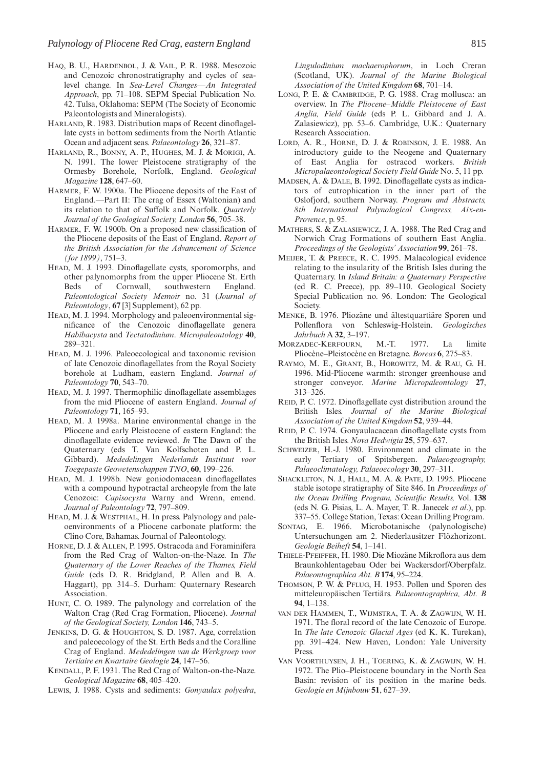HAQ, B. U., HARDENBOL, J. & VAIL, P. R. 1988. Mesozoic and Cenozoic chronostratigraphy and cycles of sea-level change. In *Sea-Level Changes—An Integrated Approach*, pp. 71–108. SEPM Special Publication No. 42. Tulsa, Oklahoma: SEPM (The Society of Economic Paleontologists and Mineralogists).

HARLAND, R. 1983. Distribution maps of Recent dinoflagellate cysts in bottom sediments from the North Atlantic Ocean and adjacent seas. *Palaeontology* **26**, 321–87.

HARLAND, R., BONNY, A. P., HUGHES, M. J. & MORIGI, A. N. 1991. The lower Pleistocene stratigraphy of the Ormesby Borehole, Norfolk, England. *Geological Magazine* **128**, 647–60.

HARMER, F. W. 1900a. The Pliocene deposits of the East of England.—Part II: The crag of Essex (Waltonian) and its relation to that of Suffolk and Norfolk. *Quarterly Journal of the Geological Society, London* **56**, 705–38.

HARMER, F. W. 1900b. On a proposed new classification of the Pliocene deposits of the East of England. *Report of the British Association for the Advancement of Science (for 1899)*, 751–3.

HEAD, M. J. 1993. Dinoflagellate cysts, sporomorphs, and other palynomorphs from the upper Pliocene St. Erth Beds of Cornwall, southwestern England. *Paleontological Society Memoir* no. 31 (*Journal of Paleontology*, **67** [3] Supplement), 62 pp.

HEAD, M. J. 1994. Morphology and paleoenvironmental significance of the Cenozoic dinoflagellate genera *Habibacysta* and *Tectatodinium*. *Micropaleontology* **40**, 289–321.

HEAD, M. J. 1996. Paleoecological and taxonomic revision of late Cenozoic dinoflagellates from the Royal Society borehole at Ludham, eastern England. *Journal of Paleontology* **70**, 543–70.

HEAD, M. J. 1997. Thermophilic dinoflagellate assemblages from the mid Pliocene of eastern England. *Journal of Paleontology* **71**, 165–93.

HEAD, M. J. 1998a. Marine environmental change in the Pliocene and early Pleistocene of eastern England: the dinoflagellate evidence reviewed. *In* The Dawn of the Quaternary (eds T. Van Kolfschoten and P. L. Gibbard). *Mededelingen Nederlands Instituut voor Toegepaste Geowetenschappen TNO*, **60**, 199–226.

HEAD, M. J. 1998b. New goniodomacean dinoflagellates with a compound hypotractal archeopyle from the late Cenozoic: *Capisocysta* Warny and Wrenn, emend. *Journal of Paleontology* **72**, 797–809.

HEAD, M. J. & WESTPHAL, H. In press. Palynology and paleoenvironments of a Pliocene carbonate platform: the Clino Core, Bahamas. Journal of Paleontology.

HORNE, D. J. & ALLEN, P. 1995. Ostracoda and Foraminifera from the Red Crag of Walton-on-the-Naze. In *The Quaternary of the Lower Reaches of the Thames, Field Guide* (eds D. R. Bridgland, P. Allen and B. A. Haggart), pp. 314–5. Durham: Quaternary Research Association.

HUNT, C. O. 1989. The palynology and correlation of the Walton Crag (Red Crag Formation, Pliocene). *Journal of the Geological Society, London* **146**, 743–5.

JENKINS, D. G. & HOUGHTON, S. D. 1987. Age, correlation and paleoecology of the St. Erth Beds and the Coralline Crag of England. *Mededelingen van de Werkgroep voor Tertiaire en Kwartaire Geologie* **24**, 147–56.

KENDALL, P. F. 1931. The Red Crag of Walton-on-the-Naze. *Geological Magazine* **68**, 405–420.

LEWIS, J. 1988. Cysts and sediments: *Gonyaulax polyedra*, *Lingulodinium machaerophorum*, in Loch Creran (Scotland, UK). *Journal of the Marine Biological Association of the United Kingdom* **68**, 701–14.

LONG, P. E. & CAMBRIDGE, P. G. 1988. Crag mollusca: an overview. In *The Pliocene–Middle Pleistocene of East Anglia, Field Guide* (eds P. L. Gibbard and J. A. Zalasiewicz), pp. 53–6. Cambridge, U.K.: Quaternary Research Association.

LORD, A. R., HORNE, D. J. & ROBINSON, J. E. 1988. An introductory guide to the Neogene and Quaternary of East Anglia for ostracod workers. *British Micropalaeontological Society Field Guide* No. 5, 11 pp.

MADSEN, A. & DALE, B. 1992. Dinoflagellate cysts as indicators of eutrophication in the inner part of the Oslofjord, southern Norway. *Program and Abstracts, 8th International Palynological Congress, Aix-en-Provence*, p. 95.

MATHERS, S. & ZALASIEWICZ, J. A. 1988. The Red Crag and Norwich Crag Formations of southern East Anglia. *Proceedings of the Geologists' Association* **99**, 261–78.

MEIJER, T. & PREECE, R. C. 1995. Malacological evidence relating to the insularity of the British Isles during the Quaternary. In *Island Britain: a Quaternary Perspective* (ed R. C. Preece), pp. 89–110. Geological Society Special Publication no. 96. London: The Geological Society.

MENKE, B. 1976. Pliozäne und ältestquartiäre Sporen und Pollenflora von Schleswig-Holstein. *Geologisches Jahrbuch A* **32**, 3–197.

MORZADEC-KERFOURN, M.-T. 1977. La limite Pliocène–Pleistocène en Bretagne. *Boreas* **6**, 275–83.

RAYMO, M. E., GRANT, B., HOROWITZ, M. & RAU, G. H. 1996. Mid-Pliocene warmth: stronger greenhouse and stronger conveyor. *Marine Micropaleontology* **27**, 313–326.

REID, P. C. 1972. Dinoflagellate cyst distribution around the British Isles. *Journal of the Marine Biological Association of the United Kingdom* **52**, 939–44.

REID, P. C. 1974. Gonyaulacacean dinoflagellate cysts from the British Isles. *Nova Hedwigia* **25**, 579–637.

SCHWEIZER, H.-J. 1980. Environment and climate in the early Tertiary of Spitsbergen. *Palaeogeography, Palaeoclimatology, Palaeoecology* **30**, 297–311.

SHACKLETON, N. J., HALL, M. A. & PATE, D. 1995. Pliocene stable isotope stratigraphy of Site 846. In *Proceedings of the Ocean Drilling Program, Scientific Results,* Vol. **138** (eds N. G. Pisias, L. A. Mayer, T. R. Janecek *et al*.), pp. 337–55. College Station, Texas: Ocean Drilling Program.

SONTAG, E. 1966. Microbotanische (palynologische) Untersuchungen am 2. Niederlausitzer Flözhorizont. *Geologie Beiheft* **54**, 1–141.

THIELE-PFEIFFER, H. 1980. Die Miozäne Mikroflora aus dem Braunkohlentagebau Oder bei Wackersdorf/Oberpfalz. *Palaeontographica Abt. B* **174**, 95–224.

THOMSON, P. W. & PFLUG, H. 1953. Pollen und Sporen des mitteleuropäischen Tertiärs. *Palaeontographica, Abt. B* **94**, 1–138.

VAN DER HAMMEN, T., WIJMSTRA, T. A. & ZAGWIJN, W. H. 1971. The floral record of the late Cenozoic of Europe. In *The late Cenozoic Glacial Ages* (ed K. K. Turekan), pp. 391–424. New Haven, London: Yale University Press.

VAN VOORTHUYSEN, J. H., TOERING, K. & ZAGWIJN, W. H. 1972. The Plio–Pleistocene boundary in the North Sea Basin: revision of its position in the marine beds. *Geologie en Mijnbouw* **51**, 627–39.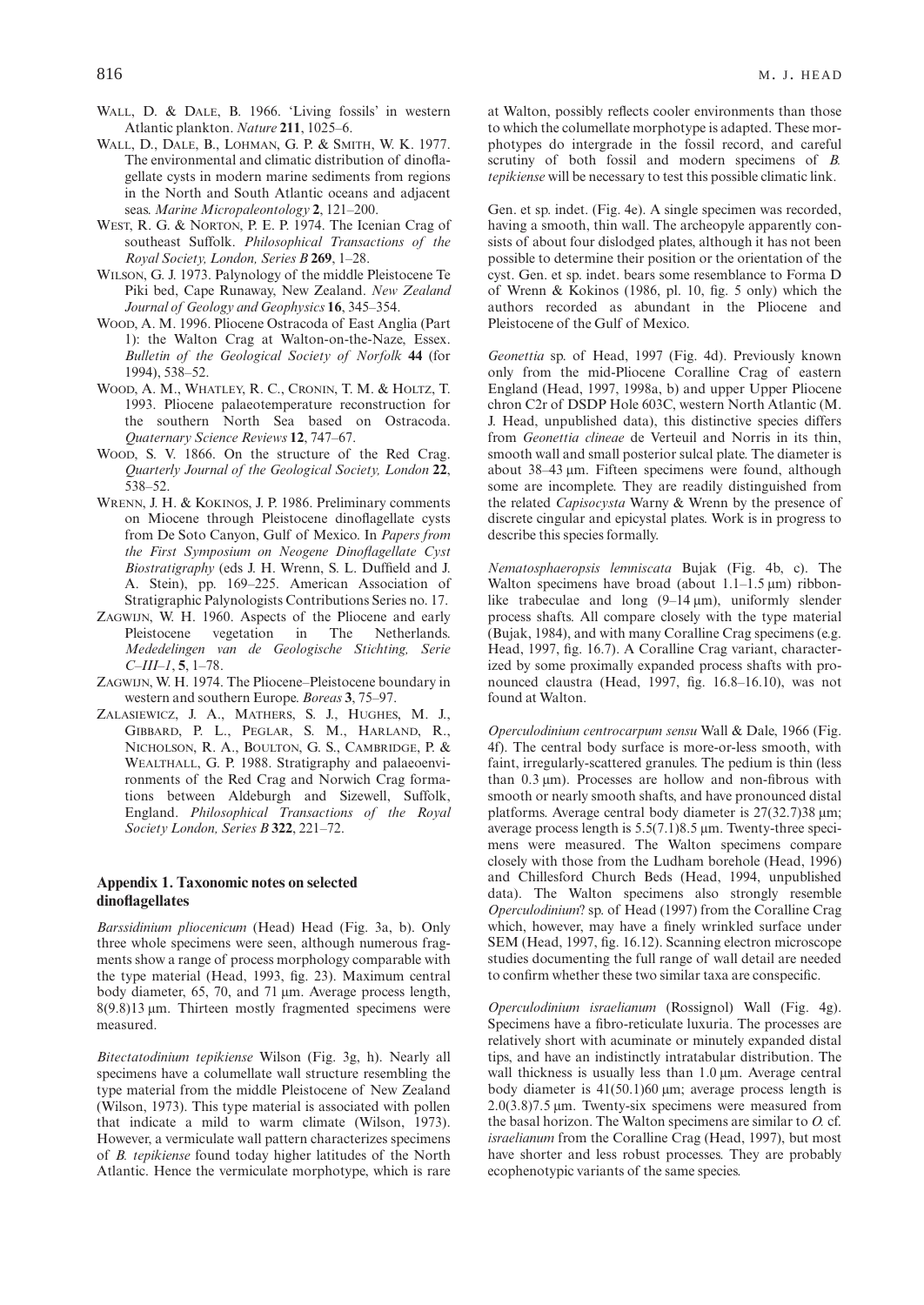Wall, D. & Dale, B. 1966. 'Living fossils' in western Atlantic plankton. *Nature* **211**, 1025–6.

Wall, D., Dale, B., Lohman, G. P. & Smith, W. K. 1977. The environmental and climatic distribution of dinoflagellate cysts in modern marine sediments from regions in the North and South Atlantic oceans and adjacent seas. *Marine Micropaleontology* **2**, 121–200.

West, R. G. & Norton, P. E. P. 1974. The Icenian Crag of southeast Suffolk. *Philosophical Transactions of the Royal Society, London, Series B* **269**, 1–28.

Wilson, G. J. 1973. Palynology of the middle Pleistocene Te Piki bed, Cape Runaway, New Zealand. *New Zealand Journal of Geology and Geophysics* **16**, 345–354.

Wood, A. M. 1996. Pliocene Ostracoda of East Anglia (Part 1): the Walton Crag at Walton-on-the-Naze, Essex. *Bulletin of the Geological Society of Norfolk* **44** (for 1994), 538–52.

Wood, A. M., Whatley, R. C., Cronin, T. M. & Holtz, T. 1993. Pliocene palaeotemperature reconstruction for the southern North Sea based on Ostracoda. *Quaternary Science Reviews* **12**, 747–67.

Wood, S. V. 1866. On the structure of the Red Crag. *Quarterly Journal of the Geological Society, London* **22**, 538–52.

Wrenn, J. H. & Kokinos, J. P. 1986. Preliminary comments on Miocene through Pleistocene dinoflagellate cysts from De Soto Canyon, Gulf of Mexico. In *Papers from the First Symposium on Neogene Dinoflagellate Cyst Biostratigraphy* (eds J. H. Wrenn, S. L. Duffield and J. A. Stein), pp. 169–225. American Association of Stratigraphic Palynologists Contributions Series no. 17.

Zagwijn, W. H. 1960. Aspects of the Pliocene and early Pleistocene vegetation in The Netherlands. *Mededelingen van de Geologische Stichting, Serie C–III–1*, **5**, 1–78.

Zagwijn, W. H. 1974. The Pliocene–Pleistocene boundary in western and southern Europe. *Boreas* **3**, 75–97.

Zalasiewicz, J. A., Mathers, S. J., Hughes, M. J., Gibbard, P. L., Peglar, S. M., Harland, R., Nicholson, R. A., Boulton, G. S., Cambridge, P. & Wealthall, G. P. 1988. Stratigraphy and palaeoenvironments of the Red Crag and Norwich Crag formations between Aldeburgh and Sizewell, Suffolk, England. *Philosophical Transactions of the Royal Society London, Series B* **322**, 221–72.

## Appendix 1. Taxonomic notes on selected dinoflagellates

*Barssidinium pliocenicum* (Head) Head (Fig. 3a, b). Only three whole specimens were seen, although numerous fragments show a range of process morphology comparable with the type material (Head, 1993, fig. 23). Maximum central body diameter, 65, 70, and 71 μm. Average process length, 8(9.8)13 μm. Thirteen mostly fragmented specimens were measured.

*Bitectatodinium tepikiense* Wilson (Fig. 3g, h). Nearly all specimens have a columellate wall structure resembling the type material from the middle Pleistocene of New Zealand (Wilson, 1973). This type material is associated with pollen that indicate a mild to warm climate (Wilson, 1973). However, a vermiculate wall pattern characterizes specimens of *B. tepikiense* found today higher latitudes of the North Atlantic. Hence the vermiculate morphotype, which is rare at Walton, possibly reflects cooler environments than those to which the columellate morphotype is adapted. These morphotypes do intergrade in the fossil record, and careful scrutiny of both fossil and modern specimens of *B. tepikiense* will be necessary to test this possible climatic link.

Gen. et sp. indet. (Fig. 4e). A single specimen was recorded, having a smooth, thin wall. The archeopyle apparently consists of about four dislodged plates, although it has not been possible to determine their position or the orientation of the cyst. Gen. et sp. indet. bears some resemblance to Forma D of Wrenn & Kokinos (1986, pl. 10, fig. 5 only) which the authors recorded as abundant in the Pliocene and Pleistocene of the Gulf of Mexico.

*Geonettia* sp. of Head, 1997 (Fig. 4d). Previously known only from the mid-Pliocene Coralline Crag of eastern England (Head, 1997, 1998a, b) and upper Upper Pliocene chron C2r of DSDP Hole 603C, western North Atlantic (M. J. Head, unpublished data), this distinctive species differs from *Geonettia clineae* de Verteuil and Norris in its thin, smooth wall and small posterior sulcal plate. The diameter is about 38–43 μm. Fifteen specimens were found, although some are incomplete. They are readily distinguished from the related *Capisocysta* Warny & Wrenn by the presence of discrete cingular and epicystal plates. Work is in progress to describe this species formally.

*Nematosphaeropsis lemniscata* Bujak (Fig. 4b, c). The Walton specimens have broad (about 1.1–1.5 μm) ribbon-like trabeculae and long (9–14 μm), uniformly slender process shafts. All compare closely with the type material (Bujak, 1984), and with many Coralline Crag specimens (e.g. Head, 1997, fig. 16.7). A Coralline Crag variant, characterized by some proximally expanded process shafts with pronounced claustra (Head, 1997, fig. 16.8–16.10), was not found at Walton.

*Operculodinium centrocarpum sensu* Wall & Dale, 1966 (Fig. 4f). The central body surface is more-or-less smooth, with faint, irregularly-scattered granules. The pedium is thin (less than 0.3 μm). Processes are hollow and non-fibrous with smooth or nearly smooth shafts, and have pronounced distal platforms. Average central body diameter is 27(32.7)38 μm; average process length is 5.5(7.1)8.5 μm. Twenty-three specimens were measured. The Walton specimens compare closely with those from the Ludham borehole (Head, 1996) and Chillesford Church Beds (Head, 1994, unpublished data). The Walton specimens also strongly resemble *Operculodinium*? sp. of Head (1997) from the Coralline Crag which, however, may have a finely wrinkled surface under SEM (Head, 1997, fig. 16.12). Scanning electron microscope studies documenting the full range of wall detail are needed to confirm whether these two similar taxa are conspecific.

*Operculodinium israelianum* (Rossignol) Wall (Fig. 4g). Specimens have a fibro-reticulate luxuria. The processes are relatively short with acuminate or minutely expanded distal tips, and have an indistinctly intratabular distribution. The wall thickness is usually less than 1.0 μm. Average central body diameter is 41(50.1)60 μm; average process length is 2.0(3.8)7.5 μm. Twenty-six specimens were measured from the basal horizon. The Walton specimens are similar to *O.* cf. *israelianum* from the Coralline Crag (Head, 1997), but most have shorter and less robust processes. They are probably ecophenotypic variants of the same species.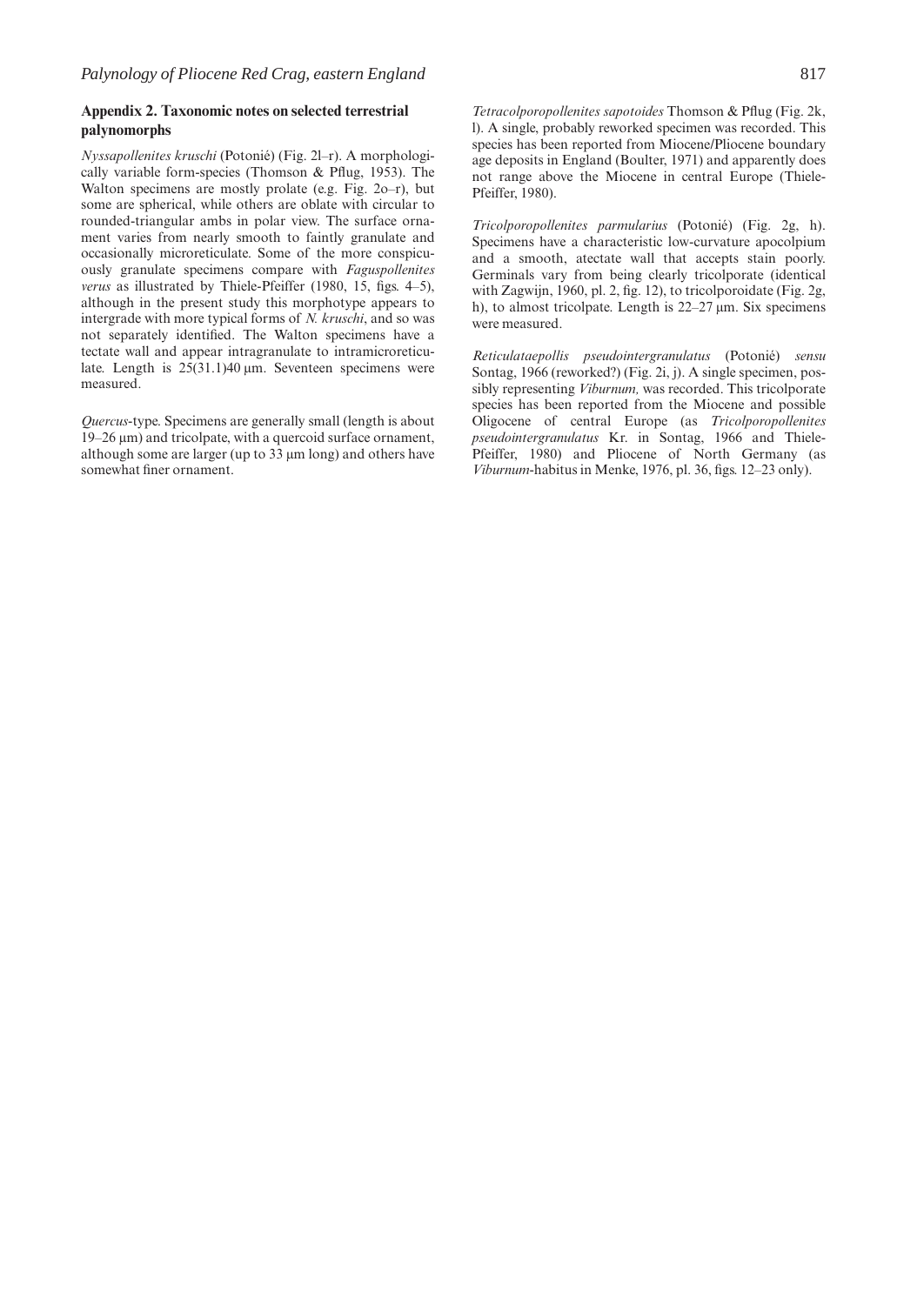## Appendix 2. Taxonomic notes on selected terrestrial palynomorphs

*Nyssapollenites kruschi* (Potonié) (Fig. 2l–r). A morphologically variable form-species (Thomson & Pflug, 1953). The Walton specimens are mostly prolate (e.g. Fig. 2o–r), but some are spherical, while others are oblate with circular to rounded-triangular ambs in polar view. The surface ornament varies from nearly smooth to faintly granulate and occasionally microreticulate. Some of the more conspicuously granulate specimens compare with *Faguspollenites verus* as illustrated by Thiele-Pfeiffer (1980, 15, figs. 4–5), although in the present study this morphotype appears to intergrade with more typical forms of *N. kruschi*, and so was not separately identified. The Walton specimens have a tectate wall and appear intragranulate to intramicroreticulate. Length is 25(31.1)40 μm. Seventeen specimens were measured.

*Quercus*-type. Specimens are generally small (length is about 19–26 μm) and tricolpate, with a quercoid surface ornament, although some are larger (up to 33 μm long) and others have somewhat finer ornament.

*Tetracolporopollenites sapotoides* Thomson & Pflug (Fig. 2k, l). A single, probably reworked specimen was recorded. This species has been reported from Miocene/Pliocene boundary age deposits in England (Boulter, 1971) and apparently does not range above the Miocene in central Europe (Thiele-Pfeiffer, 1980).

*Tricolporopollenites parmularius* (Potonié) (Fig. 2g, h). Specimens have a characteristic low-curvature apocolpium and a smooth, atectate wall that accepts stain poorly. Germinals vary from being clearly tricolporate (identical with Zagwijn, 1960, pl. 2, fig. 12), to tricolporoidate (Fig. 2g, h), to almost tricolpate. Length is 22–27 μm. Six specimens were measured.

*Reticulataepollis pseudointergranulatus* (Potonié) *sensu* Sontag, 1966 (reworked?) (Fig. 2i, j). A single specimen, possibly representing *Viburnum,* was recorded. This tricolporate species has been reported from the Miocene and possible Oligocene of central Europe (as *Tricolporopollenites pseudointergranulatus* Kr. in Sontag, 1966 and Thiele-Pfeiffer, 1980) and Pliocene of North Germany (as *Viburnum*-habitus in Menke, 1976, pl. 36, figs. 12–23 only).